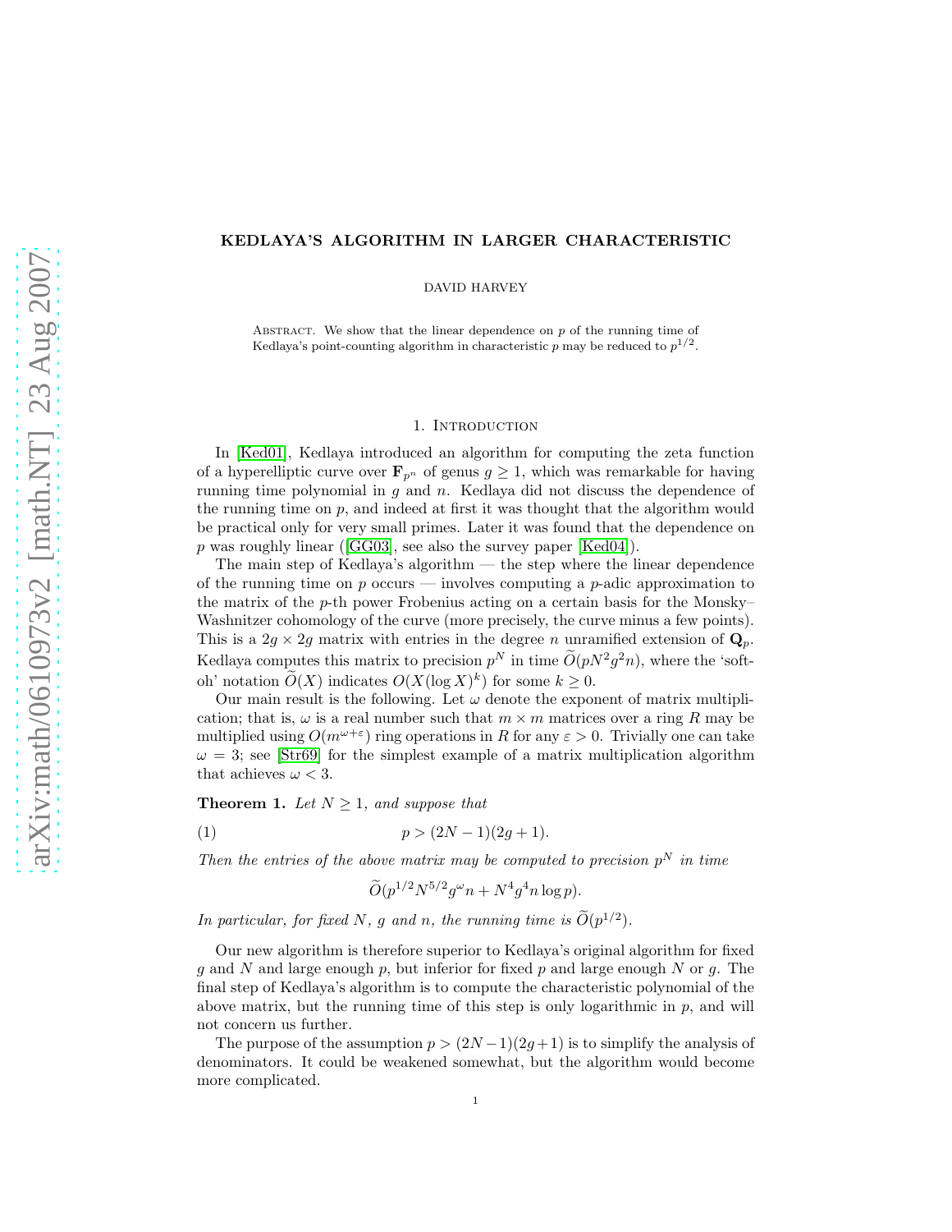# KEDLAYA'S ALGORITHM IN LARGER CHARACTERISTIC

DAVID HARVEY

ABSTRACT. We show that the linear dependence on $p$ of the running time of Kedlaya's point-counting algorithm in characteristic $p$ may be reduced to $p^{1/2}$.

## 1. Introduction

In [Ked01], Kedlaya introduced an algorithm for computing the zeta function of a hyperelliptic curve over $\mathbf{F}_{p^n}$ of genus $g \geq 1$, which was remarkable for having running time polynomial in $g$ and $n$. Kedlaya did not discuss the dependence of the running time on $p$, and indeed at first it was thought that the algorithm would be practical only for very small primes. Later it was found that the dependence on $p$ was roughly linear ([GG03], see also the survey paper [Ked04]).

The main step of Kedlaya's algorithm — the step where the linear dependence of the running time on $p$ occurs — involves computing a $p$-adic approximation to the matrix of the $p$-th power Frobenius acting on a certain basis for the Monsky–Washnitzer cohomology of the curve (more precisely, the curve minus a few points). This is a $2g \times 2g$ matrix with entries in the degree $n$ unramified extension of $\mathbf{Q}_p$. Kedlaya computes this matrix to precision $p^N$ in time $\widetilde{O}(pN^2g^2n)$, where the 'soft-oh' notation $\widetilde{O}(X)$ indicates $O(X(\log X)^k)$ for some $k \geq 0$.

Our main result is the following. Let $\omega$ denote the exponent of matrix multiplication; that is, $\omega$ is a real number such that $m \times m$ matrices over a ring $R$ may be multiplied using $O(m^{\omega+\varepsilon})$ ring operations in $R$ for any $\varepsilon > 0$. Trivially one can take $\omega = 3$; see [Str69] for the simplest example of a matrix multiplication algorithm that achieves $\omega < 3$.

**Theorem 1.** *Let $N \geq 1$, and suppose that*

$$p > (2N-1)(2g+1). \tag{1}$$

*Then the entries of the above matrix may be computed to precision $p^N$ in time*

$$\widetilde{O}(p^{1/2}N^{5/2}g^{\omega}n + N^4g^4n\log p).$$

*In particular, for fixed $N$, $g$ and $n$, the running time is $\widetilde{O}(p^{1/2})$.*

Our new algorithm is therefore superior to Kedlaya's original algorithm for fixed $g$ and $N$ and large enough $p$, but inferior for fixed $p$ and large enough $N$ or $g$. The final step of Kedlaya's algorithm is to compute the characteristic polynomial of the above matrix, but the running time of this step is only logarithmic in $p$, and will not concern us further.

The purpose of the assumption $p > (2N-1)(2g+1)$ is to simplify the analysis of denominators. It could be weakened somewhat, but the algorithm would become more complicated.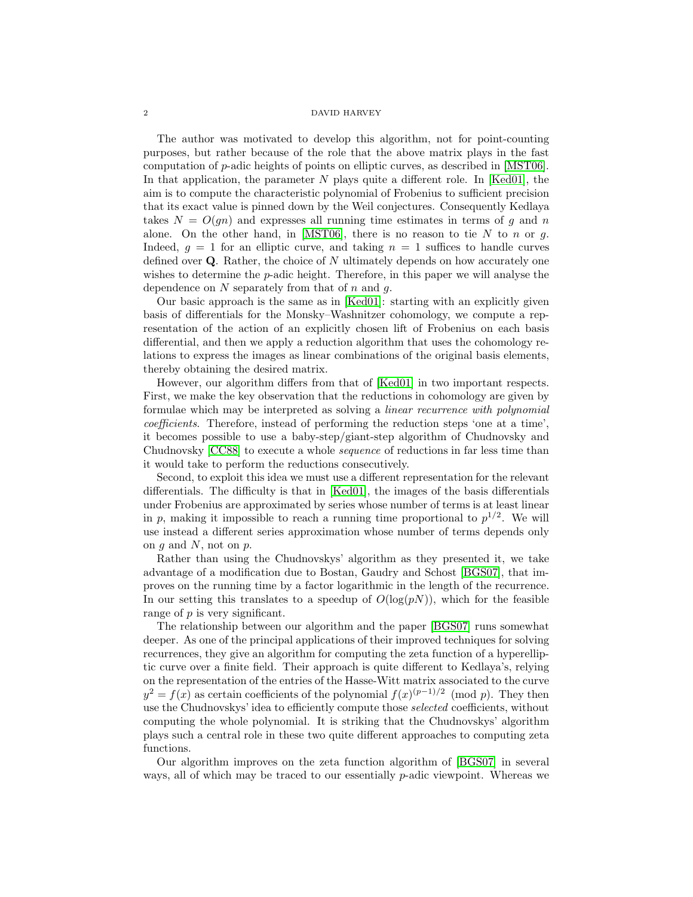The author was motivated to develop this algorithm, not for point-counting purposes, but rather because of the role that the above matrix plays in the fast computation of $p$-adic heights of points on elliptic curves, as described in [MST06]. In that application, the parameter $N$ plays quite a different role. In [Ked01], the aim is to compute the characteristic polynomial of Frobenius to sufficient precision that its exact value is pinned down by the Weil conjectures. Consequently Kedlaya takes $N = O(gn)$ and expresses all running time estimates in terms of $g$ and $n$ alone. On the other hand, in [MST06], there is no reason to tie $N$ to $n$ or $g$. Indeed, $g = 1$ for an elliptic curve, and taking $n = 1$ suffices to handle curves defined over $\mathbf{Q}$. Rather, the choice of $N$ ultimately depends on how accurately one wishes to determine the $p$-adic height. Therefore, in this paper we will analyse the dependence on $N$ separately from that of $n$ and $g$.

Our basic approach is the same as in [Ked01]: starting with an explicitly given basis of differentials for the Monsky–Washnitzer cohomology, we compute a representation of the action of an explicitly chosen lift of Frobenius on each basis differential, and then we apply a reduction algorithm that uses the cohomology relations to express the images as linear combinations of the original basis elements, thereby obtaining the desired matrix.

However, our algorithm differs from that of [Ked01] in two important respects. First, we make the key observation that the reductions in cohomology are given by formulae which may be interpreted as solving a *linear recurrence with polynomial coefficients*. Therefore, instead of performing the reduction steps 'one at a time', it becomes possible to use a baby-step/giant-step algorithm of Chudnovsky and Chudnovsky [CC88] to execute a whole *sequence* of reductions in far less time than it would take to perform the reductions consecutively.

Second, to exploit this idea we must use a different representation for the relevant differentials. The difficulty is that in [Ked01], the images of the basis differentials under Frobenius are approximated by series whose number of terms is at least linear in $p$, making it impossible to reach a running time proportional to $p^{1/2}$. We will use instead a different series approximation whose number of terms depends only on $g$ and $N$, not on $p$.

Rather than using the Chudnovskys' algorithm as they presented it, we take advantage of a modification due to Bostan, Gaudry and Schost [BGS07], that improves on the running time by a factor logarithmic in the length of the recurrence. In our setting this translates to a speedup of $O(\log(pN))$, which for the feasible range of $p$ is very significant.

The relationship between our algorithm and the paper [BGS07] runs somewhat deeper. As one of the principal applications of their improved techniques for solving recurrences, they give an algorithm for computing the zeta function of a hyperelliptic curve over a finite field. Their approach is quite different to Kedlaya's, relying on the representation of the entries of the Hasse-Witt matrix associated to the curve $y^2 = f(x)$ as certain coefficients of the polynomial $f(x)^{(p-1)/2} \pmod{p}$. They then use the Chudnovskys' idea to efficiently compute those *selected* coefficients, without computing the whole polynomial. It is striking that the Chudnovskys' algorithm plays such a central role in these two quite different approaches to computing zeta functions.

Our algorithm improves on the zeta function algorithm of [BGS07] in several ways, all of which may be traced to our essentially $p$-adic viewpoint. Whereas we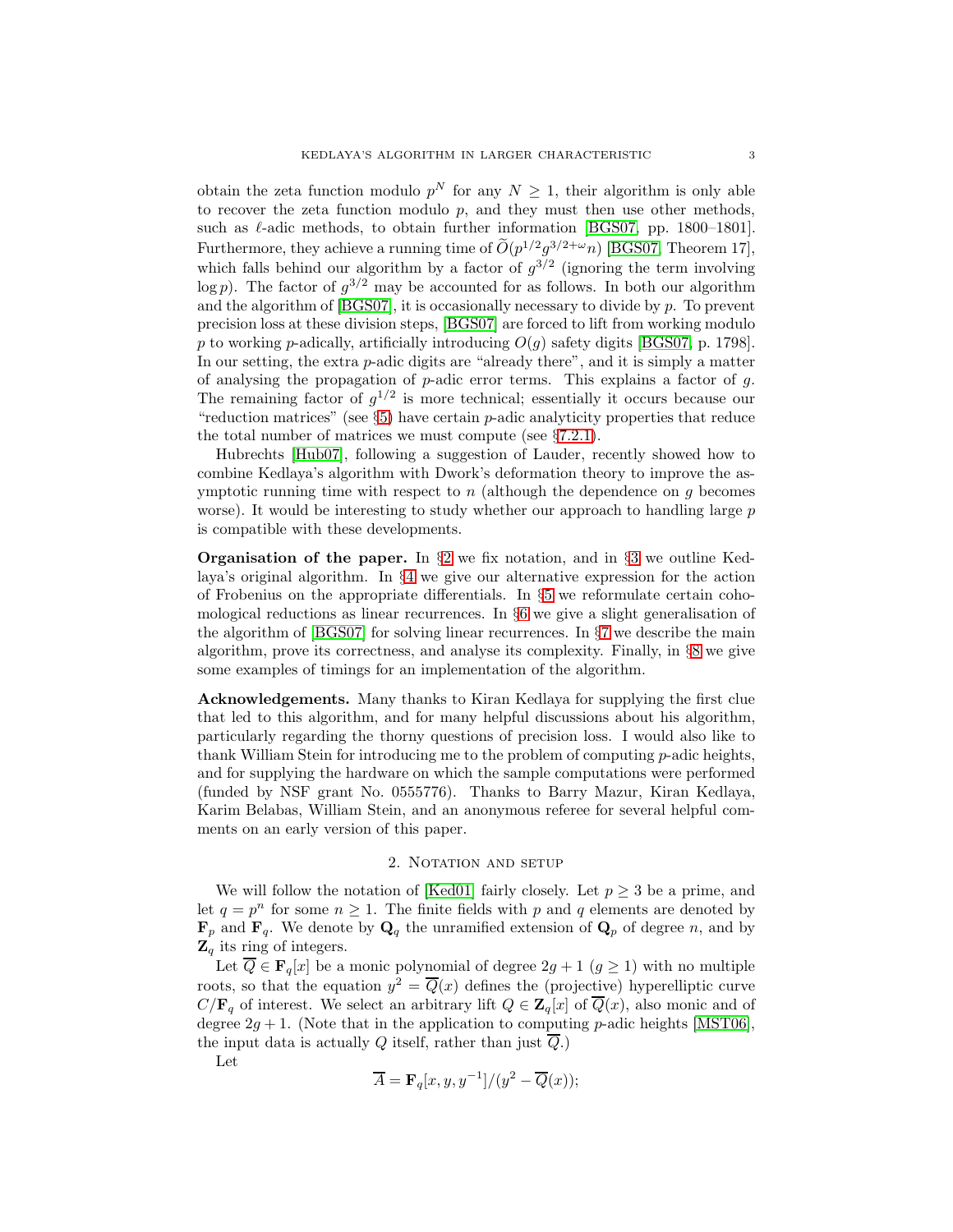obtain the zeta function modulo $p^N$ for any $N \geq 1$, their algorithm is only able to recover the zeta function modulo $p$, and they must then use other methods, such as $\ell$-adic methods, to obtain further information [BGS07, pp. 1800–1801]. Furthermore, they achieve a running time of $\widetilde{O}(p^{1/2}g^{3/2+\omega}n)$ [BGS07, Theorem 17], which falls behind our algorithm by a factor of $g^{3/2}$ (ignoring the term involving $\log p$). The factor of $g^{3/2}$ may be accounted for as follows. In both our algorithm and the algorithm of [BGS07], it is occasionally necessary to divide by $p$. To prevent precision loss at these division steps, [BGS07] are forced to lift from working modulo $p$ to working $p$-adically, artificially introducing $O(g)$ safety digits [BGS07, p. 1798]. In our setting, the extra $p$-adic digits are "already there", and it is simply a matter of analysing the propagation of $p$-adic error terms. This explains a factor of $g$. The remaining factor of $g^{1/2}$ is more technical; essentially it occurs because our "reduction matrices" (see §5) have certain $p$-adic analyticity properties that reduce the total number of matrices we must compute (see §7.2.1).

Hubrechts [Hub07], following a suggestion of Lauder, recently showed how to combine Kedlaya's algorithm with Dwork's deformation theory to improve the asymptotic running time with respect to $n$ (although the dependence on $g$ becomes worse). It would be interesting to study whether our approach to handling large $p$ is compatible with these developments.

**Organisation of the paper.** In §2 we fix notation, and in §3 we outline Kedlaya's original algorithm. In §4 we give our alternative expression for the action of Frobenius on the appropriate differentials. In §5 we reformulate certain cohomological reductions as linear recurrences. In §6 we give a slight generalisation of the algorithm of [BGS07] for solving linear recurrences. In §7 we describe the main algorithm, prove its correctness, and analyse its complexity. Finally, in §8 we give some examples of timings for an implementation of the algorithm.

**Acknowledgements.** Many thanks to Kiran Kedlaya for supplying the first clue that led to this algorithm, and for many helpful discussions about his algorithm, particularly regarding the thorny questions of precision loss. I would also like to thank William Stein for introducing me to the problem of computing $p$-adic heights, and for supplying the hardware on which the sample computations were performed (funded by NSF grant No. 0555776). Thanks to Barry Mazur, Kiran Kedlaya, Karim Belabas, William Stein, and an anonymous referee for several helpful comments on an early version of this paper.

## 2. Notation and setup

We will follow the notation of [Ked01] fairly closely. Let $p \geq 3$ be a prime, and let $q = p^n$ for some $n \geq 1$. The finite fields with $p$ and $q$ elements are denoted by $\mathbf{F}_p$ and $\mathbf{F}_q$. We denote by $\mathbf{Q}_q$ the unramified extension of $\mathbf{Q}_p$ of degree $n$, and by $\mathbf{Z}_q$ its ring of integers.

Let $\overline{Q} \in \mathbf{F}_q[x]$ be a monic polynomial of degree $2g+1$ ($g \geq 1$) with no multiple roots, so that the equation $y^2 = \overline{Q}(x)$ defines the (projective) hyperelliptic curve $C/\mathbf{F}_q$ of interest. We select an arbitrary lift $Q \in \mathbf{Z}_q[x]$ of $\overline{Q}(x)$, also monic and of degree $2g+1$. (Note that in the application to computing $p$-adic heights [MST06], the input data is actually $Q$ itself, rather than just $\overline{Q}$.)

Let

$$\overline{A} = \mathbf{F}_q[x, y, y^{-1}]/(y^2 - \overline{Q}(x));$$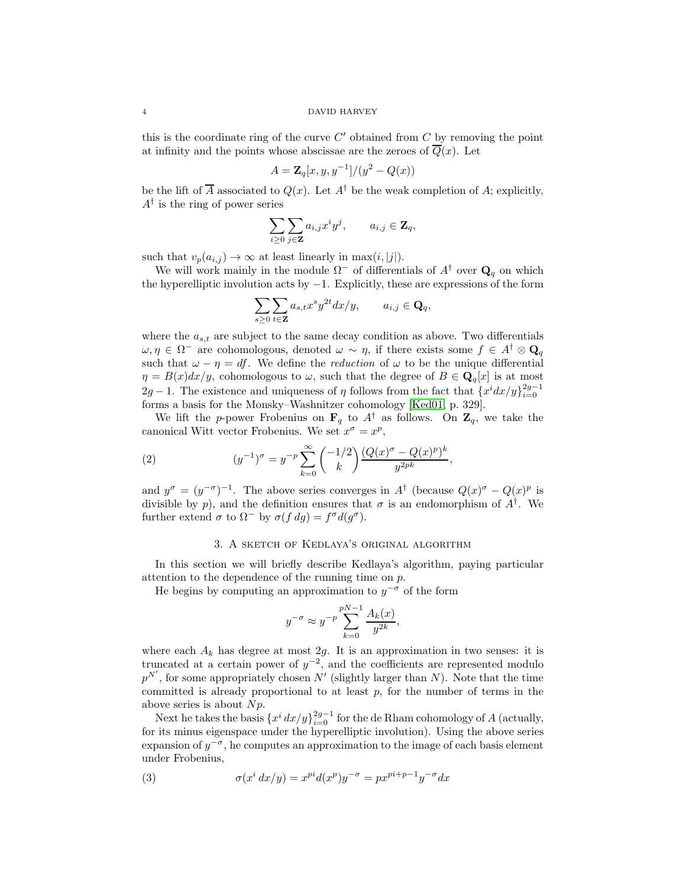this is the coordinate ring of the curve $C'$ obtained from $C$ by removing the point at infinity and the points whose abscissae are the zeroes of $\overline{Q}(x)$. Let

$$A = \mathbf{Z}_q[x, y, y^{-1}]/(y^2 - Q(x))$$

be the lift of $\overline{A}$ associated to $Q(x)$. Let $A^\dagger$ be the weak completion of $A$; explicitly, $A^\dagger$ is the ring of power series

$$\sum_{i \geq 0} \sum_{j \in \mathbf{Z}} a_{i,j} x^i y^j, \qquad a_{i,j} \in \mathbf{Z}_q,$$

such that $v_p(a_{i,j}) \to \infty$ at least linearly in $\max(i, |j|)$.

We will work mainly in the module $\Omega^-$ of differentials of $A^\dagger$ over $\mathbf{Q}_q$ on which the hyperelliptic involution acts by $-1$. Explicitly, these are expressions of the form

$$\sum_{s \geq 0} \sum_{t \in \mathbf{Z}} a_{s,t} x^s y^{2t} dx/y, \qquad a_{i,j} \in \mathbf{Q}_q,$$

where the $a_{s,t}$ are subject to the same decay condition as above. Two differentials $\omega, \eta \in \Omega^-$ are cohomologous, denoted $\omega \sim \eta$, if there exists some $f \in A^\dagger \otimes \mathbf{Q}_q$ such that $\omega - \eta = df$. We define the *reduction* of $\omega$ to be the unique differential $\eta = B(x)dx/y$, cohomologous to $\omega$, such that the degree of $B \in \mathbf{Q}_q[x]$ is at most $2g - 1$. The existence and uniqueness of $\eta$ follows from the fact that $\{x^i dx/y\}_{i=0}^{2g-1}$ forms a basis for the Monsky–Washnitzer cohomology [Ked01, p. 329].

We lift the $p$-power Frobenius on $\mathbf{F}_q$ to $A^\dagger$ as follows. On $\mathbf{Z}_q$, we take the canonical Witt vector Frobenius. We set $x^\sigma = x^p$,

$$(y^{-1})^\sigma = y^{-p} \sum_{k=0}^{\infty} \binom{-1/2}{k} \frac{(Q(x)^\sigma - Q(x)^p)^k}{y^{2pk}}, \tag{2}$$

and $y^\sigma = (y^{-\sigma})^{-1}$. The above series converges in $A^\dagger$ (because $Q(x)^\sigma - Q(x)^p$ is divisible by $p$), and the definition ensures that $\sigma$ is an endomorphism of $A^\dagger$. We further extend $\sigma$ to $\Omega^-$ by $\sigma(f\, dg) = f^\sigma d(g^\sigma)$.

## 3. A sketch of Kedlaya's original algorithm

In this section we will briefly describe Kedlaya's algorithm, paying particular attention to the dependence of the running time on $p$.

He begins by computing an approximation to $y^{-\sigma}$ of the form

$$y^{-\sigma} \approx y^{-p} \sum_{k=0}^{pN-1} \frac{A_k(x)}{y^{2k}},$$

where each $A_k$ has degree at most $2g$. It is an approximation in two senses: it is truncated at a certain power of $y^{-2}$, and the coefficients are represented modulo $p^{N'}$, for some appropriately chosen $N'$ (slightly larger than $N$). Note that the time committed is already proportional to at least $p$, for the number of terms in the above series is about $Np$.

Next he takes the basis $\{x^i\, dx/y\}_{i=0}^{2g-1}$ for the de Rham cohomology of $A$ (actually, for its minus eigenspace under the hyperelliptic involution). Using the above series expansion of $y^{-\sigma}$, he computes an approximation to the image of each basis element under Frobenius,

$$\sigma(x^i\, dx/y) = x^{pi} d(x^p) y^{-\sigma} = p x^{pi+p-1} y^{-\sigma} dx \tag{3}$$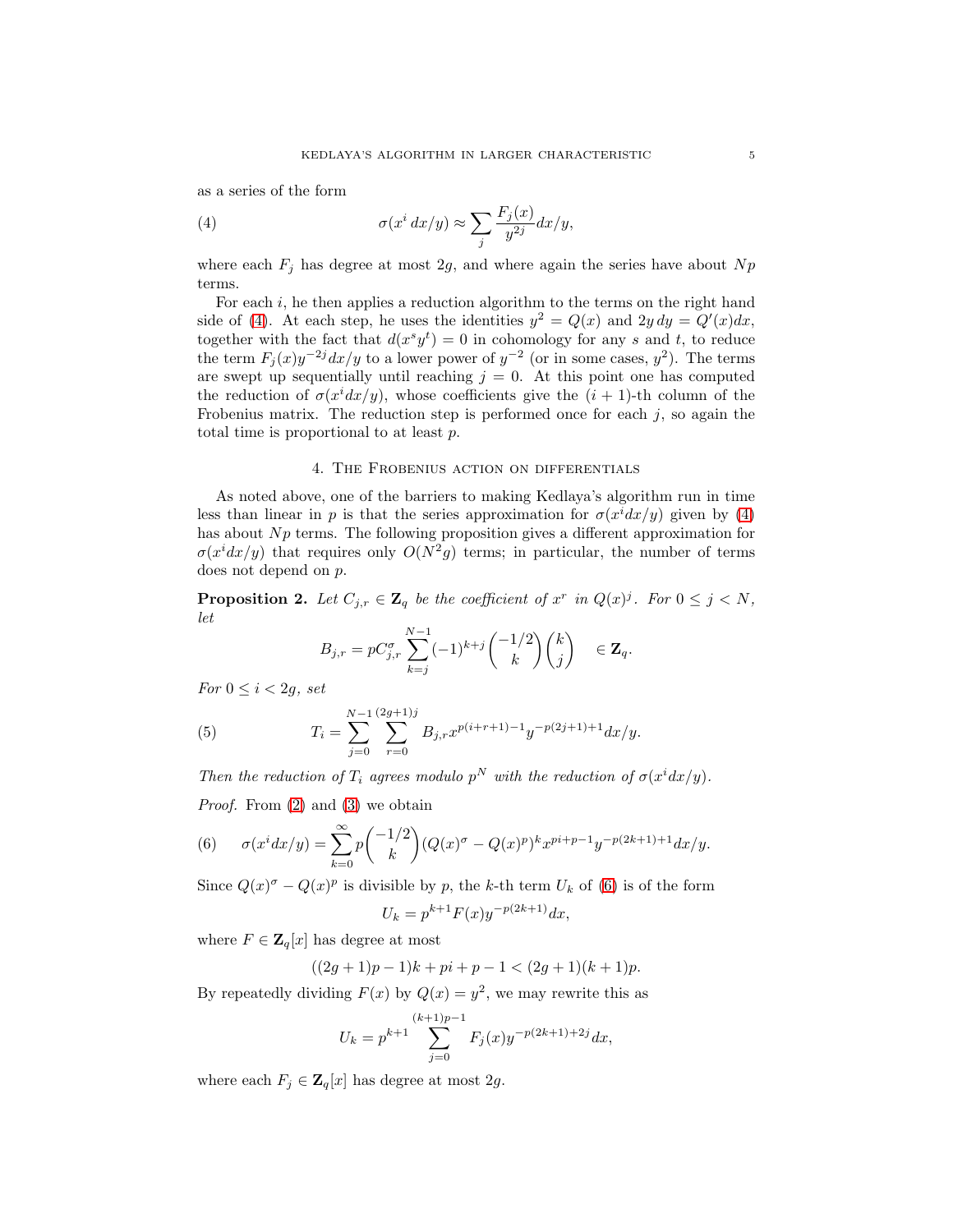as a series of the form

$$\sigma(x^i\, dx/y) \approx \sum_j \frac{F_j(x)}{y^{2j}} dx/y, \tag{4}$$

where each $F_j$ has degree at most $2g$, and where again the series have about $Np$ terms.

For each $i$, he then applies a reduction algorithm to the terms on the right hand side of (4). At each step, he uses the identities $y^2 = Q(x)$ and $2y\, dy = Q'(x)dx$, together with the fact that $d(x^s y^t) = 0$ in cohomology for any $s$ and $t$, to reduce the term $F_j(x)y^{-2j}dx/y$ to a lower power of $y^{-2}$ (or in some cases, $y^2$). The terms are swept up sequentially until reaching $j = 0$. At this point one has computed the reduction of $\sigma(x^i dx/y)$, whose coefficients give the $(i+1)$-th column of the Frobenius matrix. The reduction step is performed once for each $j$, so again the total time is proportional to at least $p$.

## 4. The Frobenius action on differentials

As noted above, one of the barriers to making Kedlaya's algorithm run in time less than linear in $p$ is that the series approximation for $\sigma(x^i dx/y)$ given by (4) has about $Np$ terms. The following proposition gives a different approximation for $\sigma(x^i dx/y)$ that requires only $O(N^2 g)$ terms; in particular, the number of terms does not depend on $p$.

**Proposition 2.** *Let $C_{j,r} \in \mathbf{Z}_q$ be the coefficient of $x^r$ in $Q(x)^j$. For $0 \le j < N$, let*

$$B_{j,r} = pC^\sigma_{j,r} \sum_{k=j}^{N-1} (-1)^{k+j} \binom{-1/2}{k}\binom{k}{j} \quad \in \mathbf{Z}_q.$$

*For $0 \le i < 2g$, set*

$$T_i = \sum_{j=0}^{N-1} \sum_{r=0}^{(2g+1)j} B_{j,r} x^{p(i+r+1)-1} y^{-p(2j+1)+1} dx/y. \tag{5}$$

*Then the reduction of $T_i$ agrees modulo $p^N$ with the reduction of $\sigma(x^i dx/y)$.*

*Proof.* From (2) and (3) we obtain

$$\sigma(x^i dx/y) = \sum_{k=0}^{\infty} p\binom{-1/2}{k}(Q(x)^\sigma - Q(x)^p)^k x^{pi+p-1} y^{-p(2k+1)+1} dx/y. \tag{6}$$

Since $Q(x)^\sigma - Q(x)^p$ is divisible by $p$, the $k$-th term $U_k$ of (6) is of the form

$$U_k = p^{k+1} F(x) y^{-p(2k+1)} dx,$$

where $F \in \mathbf{Z}_q[x]$ has degree at most

$$((2g+1)p - 1)k + pi + p - 1 < (2g+1)(k+1)p.$$

By repeatedly dividing $F(x)$ by $Q(x) = y^2$, we may rewrite this as

$$U_k = p^{k+1} \sum_{j=0}^{(k+1)p-1} F_j(x) y^{-p(2k+1)+2j} dx,$$

where each $F_j \in \mathbf{Z}_q[x]$ has degree at most $2g$.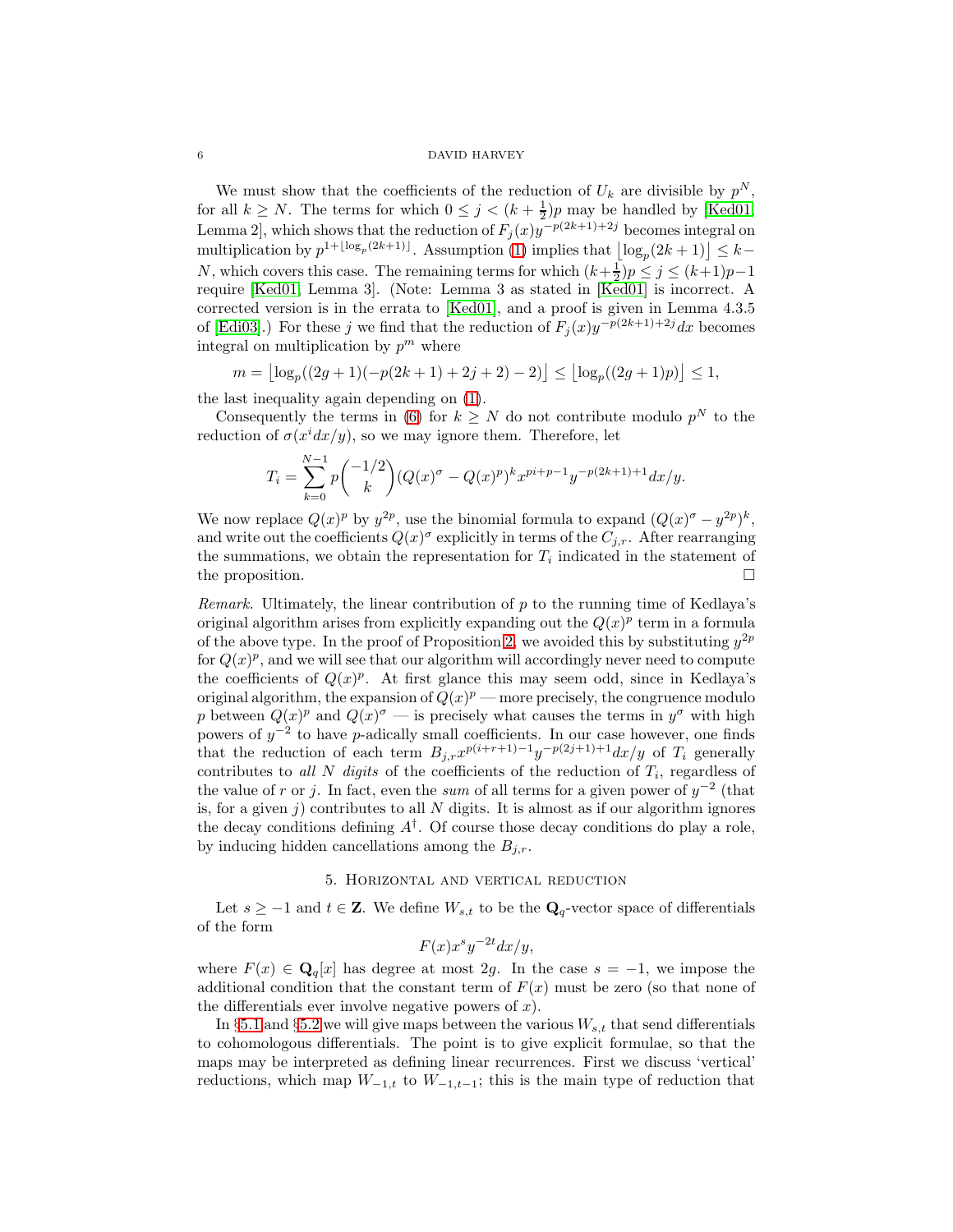We must show that the coefficients of the reduction of $U_k$ are divisible by $p^N$, for all $k \geq N$. The terms for which $0 \leq j < (k + \frac{1}{2})p$ may be handled by [Ked01, Lemma 2], which shows that the reduction of $F_j(x)y^{-p(2k+1)+2j}$ becomes integral on multiplication by $p^{1+\lfloor \log_p(2k+1) \rfloor}$. Assumption (1) implies that $\lfloor \log_p(2k+1) \rfloor \leq k - N$, which covers this case. The remaining terms for which $(k+\frac{1}{2})p \leq j \leq (k+1)p-1$ require [Ked01, Lemma 3]. (Note: Lemma 3 as stated in [Ked01] is incorrect. A corrected version is in the errata to [Ked01], and a proof is given in Lemma 4.3.5 of [Edi03].) For these $j$ we find that the reduction of $F_j(x)y^{-p(2k+1)+2j}dx$ becomes integral on multiplication by $p^m$ where

$$m = \lfloor \log_p((2g+1)(-p(2k+1)+2j+2)-2) \rfloor \leq \lfloor \log_p((2g+1)p) \rfloor \leq 1,$$

the last inequality again depending on (1).

Consequently the terms in (6) for $k \geq N$ do not contribute modulo $p^N$ to the reduction of $\sigma(x^i dx/y)$, so we may ignore them. Therefore, let

$$T_i = \sum_{k=0}^{N-1} p \binom{-1/2}{k} (Q(x)^\sigma - Q(x)^p)^k x^{pi+p-1} y^{-p(2k+1)+1} dx/y.$$

We now replace $Q(x)^p$ by $y^{2p}$, use the binomial formula to expand $(Q(x)^\sigma - y^{2p})^k$, and write out the coefficients $Q(x)^\sigma$ explicitly in terms of the $C_{j,r}$. After rearranging the summations, we obtain the representation for $T_i$ indicated in the statement of the proposition. □

*Remark.* Ultimately, the linear contribution of $p$ to the running time of Kedlaya's original algorithm arises from explicitly expanding out the $Q(x)^p$ term in a formula of the above type. In the proof of Proposition 2, we avoided this by substituting $y^{2p}$ for $Q(x)^p$, and we will see that our algorithm will accordingly never need to compute the coefficients of $Q(x)^p$. At first glance this may seem odd, since in Kedlaya's original algorithm, the expansion of $Q(x)^p$ — more precisely, the congruence modulo $p$ between $Q(x)^p$ and $Q(x)^\sigma$ — is precisely what causes the terms in $y^\sigma$ with high powers of $y^{-2}$ to have $p$-adically small coefficients. In our case however, one finds that the reduction of each term $B_{j,r}x^{p(i+r+1)-1}y^{-p(2j+1)+1}dx/y$ of $T_i$ generally contributes to *all $N$ digits* of the coefficients of the reduction of $T_i$, regardless of the value of $r$ or $j$. In fact, even the *sum* of all terms for a given power of $y^{-2}$ (that is, for a given $j$) contributes to all $N$ digits. It is almost as if our algorithm ignores the decay conditions defining $A^\dagger$. Of course those decay conditions do play a role, by inducing hidden cancellations among the $B_{j,r}$.

## 5. Horizontal and vertical reduction

Let $s \geq -1$ and $t \in \mathbf{Z}$. We define $W_{s,t}$ to be the $\mathbf{Q}_q$-vector space of differentials of the form

$$F(x)x^s y^{-2t} dx/y,$$

where $F(x) \in \mathbf{Q}_q[x]$ has degree at most $2g$. In the case $s = -1$, we impose the additional condition that the constant term of $F(x)$ must be zero (so that none of the differentials ever involve negative powers of $x$).

In §5.1 and §5.2 we will give maps between the various $W_{s,t}$ that send differentials to cohomologous differentials. The point is to give explicit formulae, so that the maps may be interpreted as defining linear recurrences. First we discuss 'vertical' reductions, which map $W_{-1,t}$ to $W_{-1,t-1}$; this is the main type of reduction that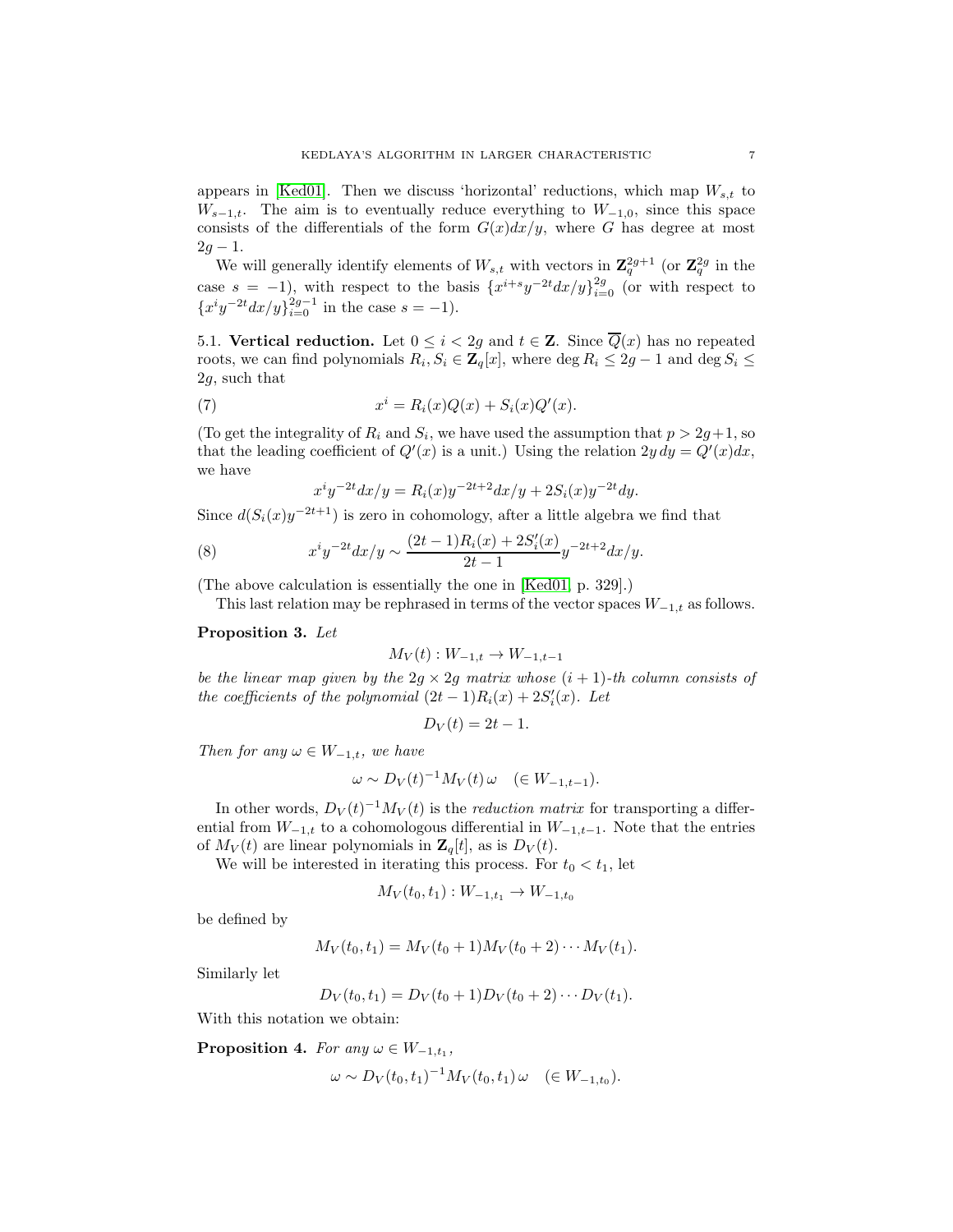appears in [Ked01]. Then we discuss 'horizontal' reductions, which map $W_{s,t}$ to $W_{s-1,t}$. The aim is to eventually reduce everything to $W_{-1,0}$, since this space consists of the differentials of the form $G(x)dx/y$, where $G$ has degree at most $2g-1$.

We will generally identify elements of $W_{s,t}$ with vectors in $\mathbf{Z}_q^{2g+1}$ (or $\mathbf{Z}_q^{2g}$ in the case $s=-1$), with respect to the basis $\{x^{i+s}y^{-2t}dx/y\}_{i=0}^{2g}$ (or with respect to $\{x^i y^{-2t}dx/y\}_{i=0}^{2g-1}$ in the case $s=-1$).

**5.1. Vertical reduction.** Let $0 \leq i < 2g$ and $t \in \mathbf{Z}$. Since $\overline{Q}(x)$ has no repeated roots, we can find polynomials $R_i, S_i \in \mathbf{Z}_q[x]$, where $\deg R_i \leq 2g-1$ and $\deg S_i \leq 2g$, such that

$$x^i = R_i(x)Q(x) + S_i(x)Q'(x). \tag{7}$$

(To get the integrality of $R_i$ and $S_i$, we have used the assumption that $p > 2g+1$, so that the leading coefficient of $Q'(x)$ is a unit.) Using the relation $2y\,dy = Q'(x)dx$, we have

$$x^i y^{-2t}dx/y = R_i(x)y^{-2t+2}dx/y + 2S_i(x)y^{-2t}dy.$$

Since $d(S_i(x)y^{-2t+1})$ is zero in cohomology, after a little algebra we find that

$$x^i y^{-2t}dx/y \sim \frac{(2t-1)R_i(x) + 2S_i'(x)}{2t-1} y^{-2t+2}dx/y. \tag{8}$$

(The above calculation is essentially the one in [Ked01, p. 329].)

This last relation may be rephrased in terms of the vector spaces $W_{-1,t}$ as follows.

**Proposition 3.** *Let*

$$M_V(t) : W_{-1,t} \to W_{-1,t-1}$$

*be the linear map given by the $2g \times 2g$ matrix whose $(i+1)$-th column consists of the coefficients of the polynomial $(2t-1)R_i(x) + 2S_i'(x)$. Let*

$$D_V(t) = 2t-1.$$

*Then for any $\omega \in W_{-1,t}$, we have*

$$\omega \sim D_V(t)^{-1}M_V(t)\,\omega \quad (\in W_{-1,t-1}).$$

In other words, $D_V(t)^{-1}M_V(t)$ is the *reduction matrix* for transporting a differential from $W_{-1,t}$ to a cohomologous differential in $W_{-1,t-1}$. Note that the entries of $M_V(t)$ are linear polynomials in $\mathbf{Z}_q[t]$, as is $D_V(t)$.

We will be interested in iterating this process. For $t_0 < t_1$, let

$$M_V(t_0, t_1) : W_{-1,t_1} \to W_{-1,t_0}$$

be defined by

$$M_V(t_0, t_1) = M_V(t_0+1)M_V(t_0+2)\cdots M_V(t_1).$$

Similarly let

$$D_V(t_0, t_1) = D_V(t_0+1)D_V(t_0+2)\cdots D_V(t_1).$$

With this notation we obtain:

**Proposition 4.** *For any $\omega \in W_{-1,t_1}$,*

$$\omega \sim D_V(t_0, t_1)^{-1}M_V(t_0, t_1)\,\omega \quad (\in W_{-1,t_0}).$$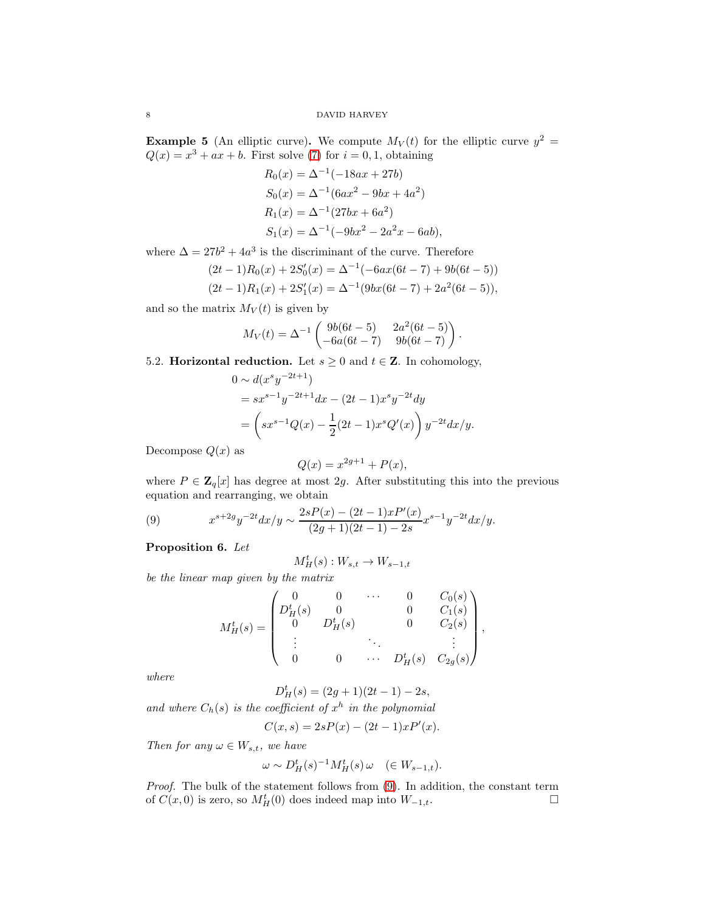**Example 5** (An elliptic curve)**.** We compute $M_V(t)$ for the elliptic curve $y^2 = Q(x) = x^3 + ax + b$. First solve (7) for $i = 0, 1$, obtaining

$$
\begin{aligned}
R_0(x) &= \Delta^{-1}(-18ax + 27b) \\
S_0(x) &= \Delta^{-1}(6ax^2 - 9bx + 4a^2) \\
R_1(x) &= \Delta^{-1}(27bx + 6a^2) \\
S_1(x) &= \Delta^{-1}(-9bx^2 - 2a^2x - 6ab),
\end{aligned}
$$

where $\Delta = 27b^2 + 4a^3$ is the discriminant of the curve. Therefore

$$
\begin{aligned}
(2t-1)R_0(x) + 2S_0'(x) &= \Delta^{-1}(-6ax(6t-7) + 9b(6t-5)) \\
(2t-1)R_1(x) + 2S_1'(x) &= \Delta^{-1}(9bx(6t-7) + 2a^2(6t-5)),
\end{aligned}
$$

and so the matrix $M_V(t)$ is given by

$$
M_V(t) = \Delta^{-1} \begin{pmatrix} 9b(6t-5) & 2a^2(6t-5) \\ -6a(6t-7) & 9b(6t-7) \end{pmatrix}.
$$

5.2. **Horizontal reduction.** Let $s \geq 0$ and $t \in \mathbf{Z}$. In cohomology,

$$
\begin{aligned}
0 &\sim d(x^s y^{-2t+1}) \\
&= sx^{s-1}y^{-2t+1}dx - (2t-1)x^s y^{-2t} dy \\
&= \left( sx^{s-1}Q(x) - \frac{1}{2}(2t-1)x^s Q'(x) \right) y^{-2t} dx/y.
\end{aligned}
$$

Decompose $Q(x)$ as

$$
Q(x) = x^{2g+1} + P(x),
$$

where $P \in \mathbf{Z}_q[x]$ has degree at most $2g$. After substituting this into the previous equation and rearranging, we obtain

$$
x^{s+2g}y^{-2t}dx/y \sim \frac{2sP(x) - (2t-1)xP'(x)}{(2g+1)(2t-1) - 2s} x^{s-1}y^{-2t}dx/y. \tag{9}
$$

**Proposition 6.** *Let*

$$
M_H^t(s) : W_{s,t} \to W_{s-1,t}
$$

*be the linear map given by the matrix*

$$
M_H^t(s) = \begin{pmatrix}
0 & 0 & \cdots & 0 & C_0(s) \\
D_H^t(s) & 0 & & 0 & C_1(s) \\
0 & D_H^t(s) & & 0 & C_2(s) \\
\vdots & & \ddots & & \vdots \\
0 & 0 & \cdots & D_H^t(s) & C_{2g}(s)
\end{pmatrix},
$$

*where*

$$
D_H^t(s) = (2g+1)(2t-1) - 2s,
$$

*and where $C_h(s)$ is the coefficient of $x^h$ in the polynomial*

$$
C(x, s) = 2sP(x) - (2t-1)xP'(x).
$$

*Then for any $\omega \in W_{s,t}$, we have*

$$
\omega \sim D_H^t(s)^{-1} M_H^t(s)\, \omega \quad (\in W_{s-1,t}).
$$

*Proof.* The bulk of the statement follows from (9). In addition, the constant term of $C(x, 0)$ is zero, so $M_H^t(0)$ does indeed map into $W_{-1,t}$. $\square$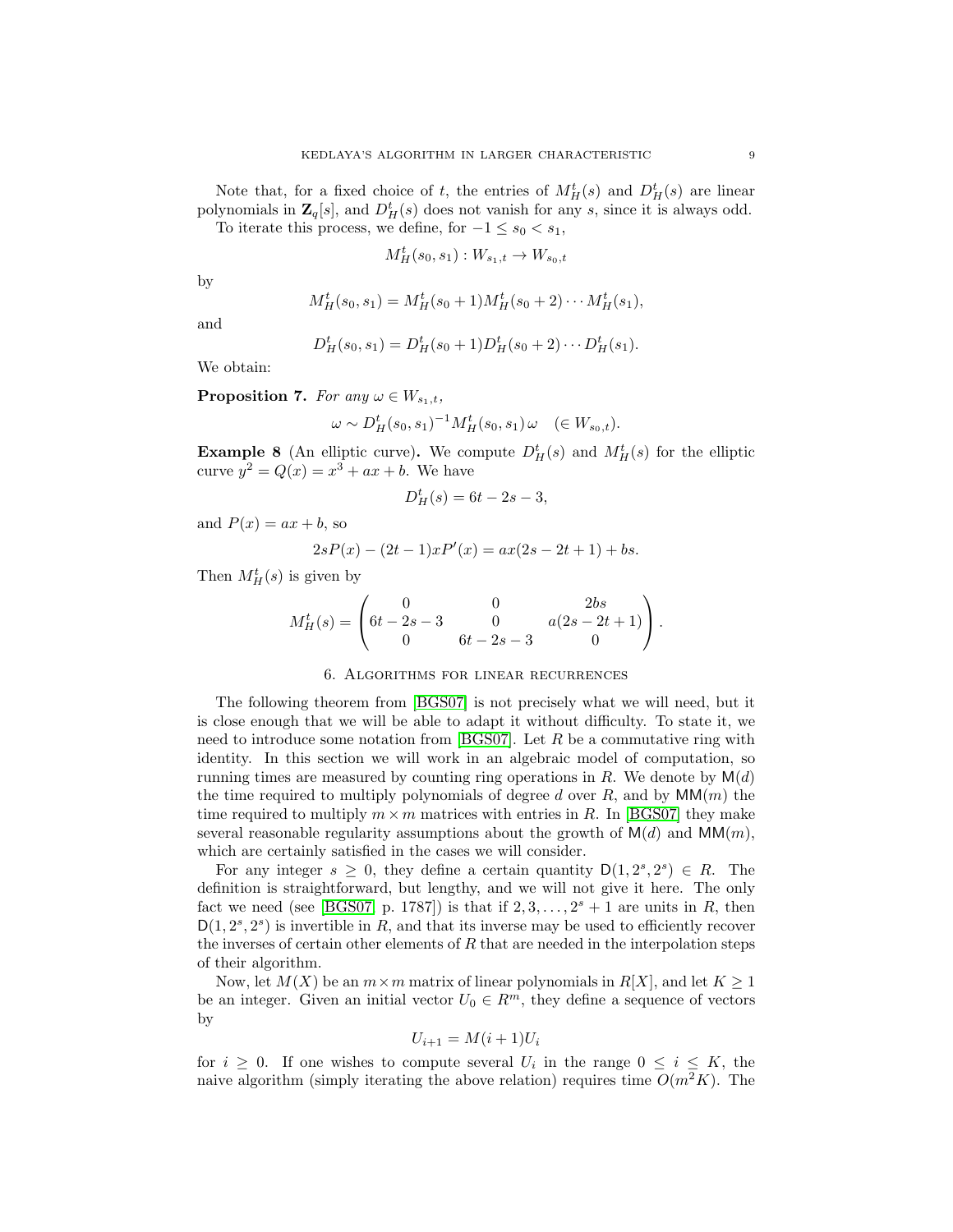Note that, for a fixed choice of $t$, the entries of $M_H^t(s)$ and $D_H^t(s)$ are linear polynomials in $\mathbf{Z}_q[s]$, and $D_H^t(s)$ does not vanish for any $s$, since it is always odd.

To iterate this process, we define, for $-1 \leq s_0 < s_1$,

$$M_H^t(s_0, s_1) : W_{s_1,t} \to W_{s_0,t}$$

by

$$M_H^t(s_0, s_1) = M_H^t(s_0+1) M_H^t(s_0+2) \cdots M_H^t(s_1),$$

and

$$D_H^t(s_0, s_1) = D_H^t(s_0+1) D_H^t(s_0+2) \cdots D_H^t(s_1).$$

We obtain:

**Proposition 7.** *For any $\omega \in W_{s_1,t}$,*

$$\omega \sim D_H^t(s_0, s_1)^{-1} M_H^t(s_0, s_1)\, \omega \quad (\in W_{s_0,t}).$$

**Example 8** (An elliptic curve)**.** We compute $D_H^t(s)$ and $M_H^t(s)$ for the elliptic curve $y^2 = Q(x) = x^3 + ax + b$. We have

$$D_H^t(s) = 6t - 2s - 3,$$

and $P(x) = ax + b$, so

$$2sP(x) - (2t-1)xP'(x) = ax(2s - 2t + 1) + bs.$$

Then $M_H^t(s)$ is given by

$$M_H^t(s) = \begin{pmatrix} 0 & 0 & 2bs \\ 6t - 2s - 3 & 0 & a(2s - 2t + 1) \\ 0 & 6t - 2s - 3 & 0 \end{pmatrix}.$$

## 6. Algorithms for linear recurrences

The following theorem from [BGS07] is not precisely what we will need, but it is close enough that we will be able to adapt it without difficulty. To state it, we need to introduce some notation from [BGS07]. Let $R$ be a commutative ring with identity. In this section we will work in an algebraic model of computation, so running times are measured by counting ring operations in $R$. We denote by $\mathsf{M}(d)$ the time required to multiply polynomials of degree $d$ over $R$, and by $\mathsf{MM}(m)$ the time required to multiply $m \times m$ matrices with entries in $R$. In [BGS07] they make several reasonable regularity assumptions about the growth of $\mathsf{M}(d)$ and $\mathsf{MM}(m)$, which are certainly satisfied in the cases we will consider.

For any integer $s \geq 0$, they define a certain quantity $\mathsf{D}(1, 2^s, 2^s) \in R$. The definition is straightforward, but lengthy, and we will not give it here. The only fact we need (see [BGS07, p. 1787]) is that if $2, 3, \ldots, 2^s + 1$ are units in $R$, then $\mathsf{D}(1, 2^s, 2^s)$ is invertible in $R$, and that its inverse may be used to efficiently recover the inverses of certain other elements of $R$ that are needed in the interpolation steps of their algorithm.

Now, let $M(X)$ be an $m \times m$ matrix of linear polynomials in $R[X]$, and let $K \geq 1$ be an integer. Given an initial vector $U_0 \in R^m$, they define a sequence of vectors by

$$U_{i+1} = M(i+1) U_i$$

for $i \geq 0$. If one wishes to compute several $U_i$ in the range $0 \leq i \leq K$, the naive algorithm (simply iterating the above relation) requires time $O(m^2 K)$. The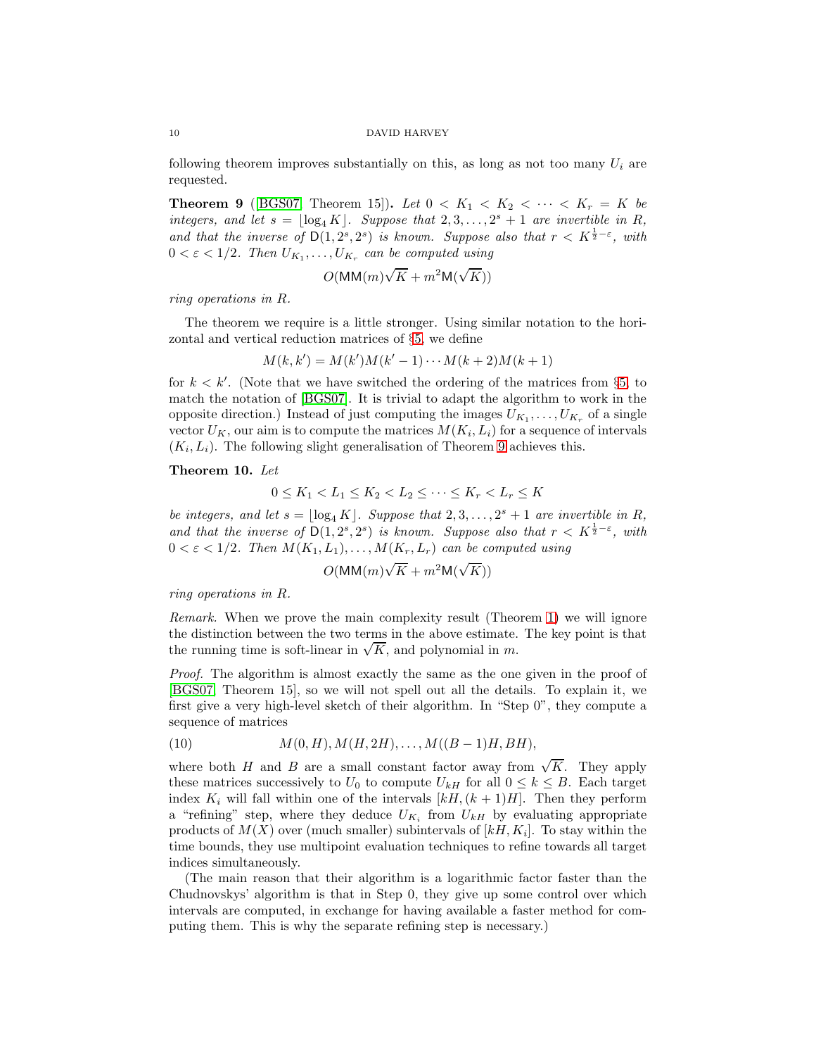following theorem improves substantially on this, as long as not too many $U_i$ are requested.

**Theorem 9** ([BGS07, Theorem 15])**.** *Let $0 < K_1 < K_2 < \cdots < K_r = K$ be integers, and let $s = \lfloor \log_4 K \rfloor$. Suppose that $2, 3, \ldots, 2^s + 1$ are invertible in $R$, and that the inverse of $\mathsf{D}(1, 2^s, 2^s)$ is known. Suppose also that $r < K^{\frac{1}{2}-\varepsilon}$, with $0 < \varepsilon < 1/2$. Then $U_{K_1}, \ldots, U_{K_r}$ can be computed using*

$$O(\mathsf{MM}(m)\sqrt{K} + m^2\mathsf{M}(\sqrt{K}))$$

*ring operations in $R$.*

The theorem we require is a little stronger. Using similar notation to the horizontal and vertical reduction matrices of §5, we define

$$M(k, k') = M(k')M(k' - 1) \cdots M(k + 2)M(k + 1)$$

for $k < k'$. (Note that we have switched the ordering of the matrices from §5 to match the notation of [BGS07]. It is trivial to adapt the algorithm to work in the opposite direction.) Instead of just computing the images $U_{K_1}, \ldots, U_{K_r}$ of a single vector $U_K$, our aim is to compute the matrices $M(K_i, L_i)$ for a sequence of intervals $(K_i, L_i)$. The following slight generalisation of Theorem 9 achieves this.

**Theorem 10.** *Let*

$$0 \leq K_1 < L_1 \leq K_2 < L_2 \leq \cdots \leq K_r < L_r \leq K$$

*be integers, and let $s = \lfloor \log_4 K \rfloor$. Suppose that $2, 3, \ldots, 2^s + 1$ are invertible in $R$, and that the inverse of $\mathsf{D}(1, 2^s, 2^s)$ is known. Suppose also that $r < K^{\frac{1}{2}-\varepsilon}$, with $0 < \varepsilon < 1/2$. Then $M(K_1, L_1), \ldots, M(K_r, L_r)$ can be computed using*

$$O(\mathsf{MM}(m)\sqrt{K} + m^2\mathsf{M}(\sqrt{K}))$$

*ring operations in $R$.*

*Remark.* When we prove the main complexity result (Theorem 1) we will ignore the distinction between the two terms in the above estimate. The key point is that the running time is soft-linear in $\sqrt{K}$, and polynomial in $m$.

*Proof.* The algorithm is almost exactly the same as the one given in the proof of [BGS07, Theorem 15], so we will not spell out all the details. To explain it, we first give a very high-level sketch of their algorithm. In "Step 0", they compute a sequence of matrices

$$M(0, H), M(H, 2H), \ldots, M((B - 1)H, BH), \tag{10}$$

where both $H$ and $B$ are a small constant factor away from $\sqrt{K}$. They apply these matrices successively to $U_0$ to compute $U_{kH}$ for all $0 \leq k \leq B$. Each target index $K_i$ will fall within one of the intervals $[kH, (k + 1)H]$. Then they perform a "refining" step, where they deduce $U_{K_i}$ from $U_{kH}$ by evaluating appropriate products of $M(X)$ over (much smaller) subintervals of $[kH, K_i]$. To stay within the time bounds, they use multipoint evaluation techniques to refine towards all target indices simultaneously.

(The main reason that their algorithm is a logarithmic factor faster than the Chudnovskys' algorithm is that in Step 0, they give up some control over which intervals are computed, in exchange for having available a faster method for computing them. This is why the separate refining step is necessary.)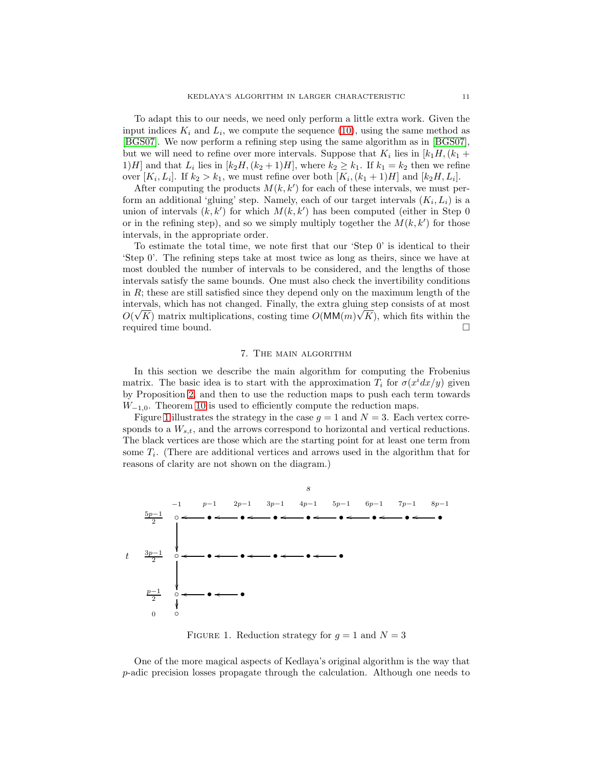To adapt this to our needs, we need only perform a little extra work. Given the input indices $K_i$ and $L_i$, we compute the sequence (10), using the same method as [BGS07]. We now perform a refining step using the same algorithm as in [BGS07], but we will need to refine over more intervals. Suppose that $K_i$ lies in $[k_1 H, (k_1 + 1)H]$ and that $L_i$ lies in $[k_2 H, (k_2 + 1)H]$, where $k_2 \geq k_1$. If $k_1 = k_2$ then we refine over $[K_i, L_i]$. If $k_2 > k_1$, we must refine over both $[K_i, (k_1 + 1)H]$ and $[k_2 H, L_i]$.

After computing the products $M(k, k')$ for each of these intervals, we must perform an additional 'gluing' step. Namely, each of our target intervals $(K_i, L_i)$ is a union of intervals $(k, k')$ for which $M(k, k')$ has been computed (either in Step 0 or in the refining step), and so we simply multiply together the $M(k, k')$ for those intervals, in the appropriate order.

To estimate the total time, we note first that our 'Step 0' is identical to their 'Step 0'. The refining steps take at most twice as long as theirs, since we have at most doubled the number of intervals to be considered, and the lengths of those intervals satisfy the same bounds. One must also check the invertibility conditions in $R$; these are still satisfied since they depend only on the maximum length of the intervals, which has not changed. Finally, the extra gluing step consists of at most $O(\sqrt{K})$ matrix multiplications, costing time $O(\mathsf{MM}(m)\sqrt{K})$, which fits within the required time bound. $\square$

## 7. The main algorithm

In this section we describe the main algorithm for computing the Frobenius matrix. The basic idea is to start with the approximation $T_i$ for $\sigma(x^i dx/y)$ given by Proposition 2, and then to use the reduction maps to push each term towards $W_{-1,0}$. Theorem 10 is used to efficiently compute the reduction maps.

Figure 1 illustrates the strategy in the case $g = 1$ and $N = 3$. Each vertex corresponds to a $W_{s,t}$, and the arrows correspond to horizontal and vertical reductions. The black vertices are those which are the starting point for at least one term from some $T_i$. (There are additional vertices and arrows used in the algorithm that for reasons of clarity are not shown on the diagram.)

Figure 1. Reduction strategy for $g = 1$ and $N = 3$

One of the more magical aspects of Kedlaya's original algorithm is the way that $p$-adic precision losses propagate through the calculation. Although one needs to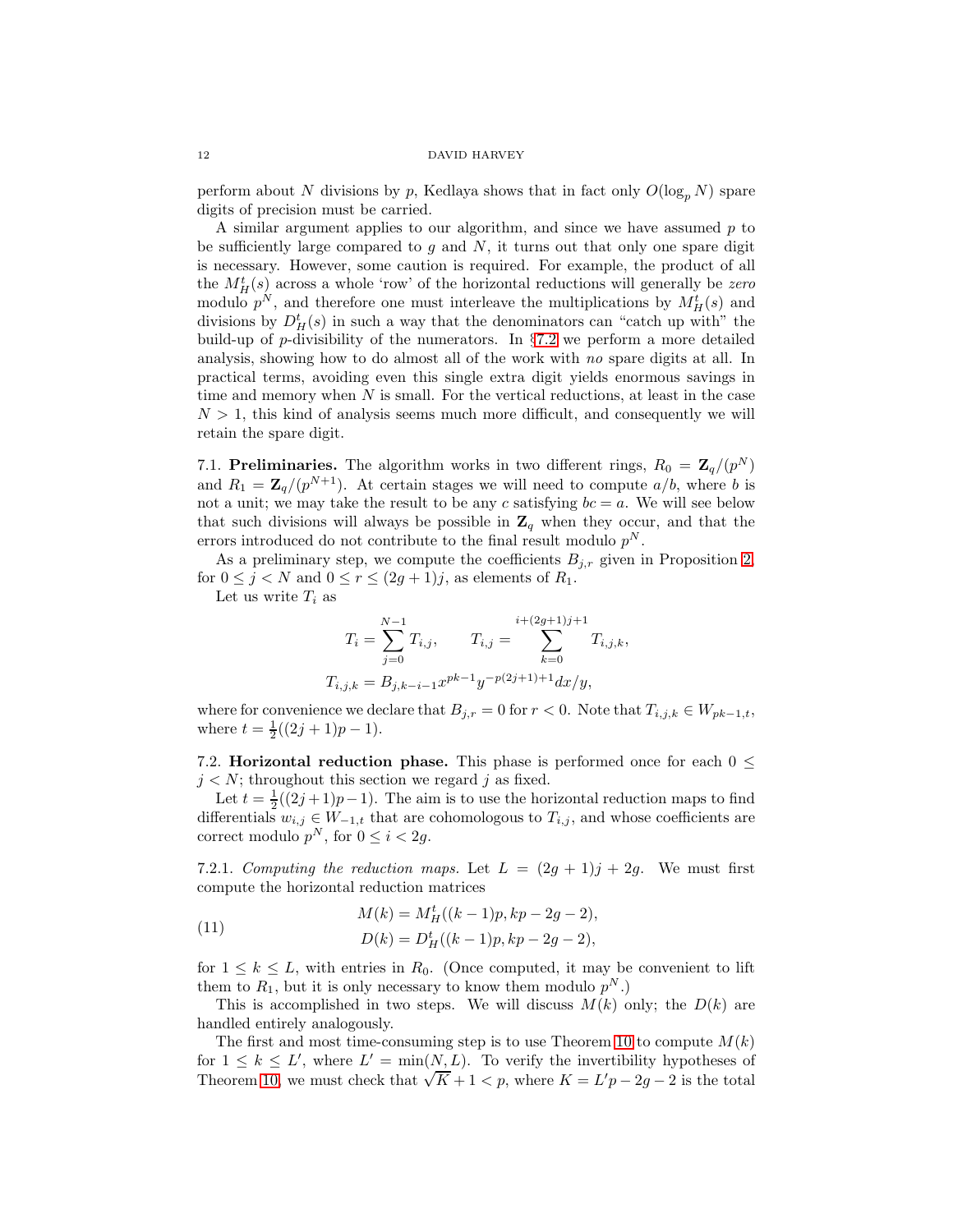perform about $N$ divisions by $p$, Kedlaya shows that in fact only $O(\log_p N)$ spare digits of precision must be carried.

A similar argument applies to our algorithm, and since we have assumed $p$ to be sufficiently large compared to $g$ and $N$, it turns out that only one spare digit is necessary. However, some caution is required. For example, the product of all the $M_H^t(s)$ across a whole 'row' of the horizontal reductions will generally be *zero* modulo $p^N$, and therefore one must interleave the multiplications by $M_H^t(s)$ and divisions by $D_H^t(s)$ in such a way that the denominators can "catch up with" the build-up of $p$-divisibility of the numerators. In §7.2 we perform a more detailed analysis, showing how to do almost all of the work with *no* spare digits at all. In practical terms, avoiding even this single extra digit yields enormous savings in time and memory when $N$ is small. For the vertical reductions, at least in the case $N > 1$, this kind of analysis seems much more difficult, and consequently we will retain the spare digit.

7.1. **Preliminaries.** The algorithm works in two different rings, $R_0 = \mathbf{Z}_q/(p^N)$ and $R_1 = \mathbf{Z}_q/(p^{N+1})$. At certain stages we will need to compute $a/b$, where $b$ is not a unit; we may take the result to be any $c$ satisfying $bc = a$. We will see below that such divisions will always be possible in $\mathbf{Z}_q$ when they occur, and that the errors introduced do not contribute to the final result modulo $p^N$.

As a preliminary step, we compute the coefficients $B_{j,r}$ given in Proposition 2, for $0 \le j < N$ and $0 \le r \le (2g+1)j$, as elements of $R_1$.

Let us write $T_i$ as

$$
T_i = \sum_{j=0}^{N-1} T_{i,j}, \qquad T_{i,j} = \sum_{k=0}^{i+(2g+1)j+1} T_{i,j,k},
$$
$$
T_{i,j,k} = B_{j,k-i-1} x^{pk-1} y^{-p(2j+1)+1} dx/y,
$$

where for convenience we declare that $B_{j,r} = 0$ for $r < 0$. Note that $T_{i,j,k} \in W_{pk-1,t}$, where $t = \frac{1}{2}((2j+1)p - 1)$.

7.2. **Horizontal reduction phase.** This phase is performed once for each $0 \le j < N$; throughout this section we regard $j$ as fixed.

Let $t = \frac{1}{2}((2j+1)p-1)$. The aim is to use the horizontal reduction maps to find differentials $w_{i,j} \in W_{-1,t}$ that are cohomologous to $T_{i,j}$, and whose coefficients are correct modulo $p^N$, for $0 \le i < 2g$.

7.2.1. *Computing the reduction maps.* Let $L = (2g+1)j + 2g$. We must first compute the horizontal reduction matrices

$$
\begin{aligned}
M(k) &= M_H^t((k-1)p, kp - 2g - 2), \\
D(k) &= D_H^t((k-1)p, kp - 2g - 2),
\end{aligned} \tag{11}
$$

for $1 \le k \le L$, with entries in $R_0$. (Once computed, it may be convenient to lift them to $R_1$, but it is only necessary to know them modulo $p^N$.)

This is accomplished in two steps. We will discuss $M(k)$ only; the $D(k)$ are handled entirely analogously.

The first and most time-consuming step is to use Theorem 10 to compute $M(k)$ for $1 \le k \le L'$, where $L' = \min(N, L)$. To verify the invertibility hypotheses of Theorem 10, we must check that $\sqrt{K} + 1 < p$, where $K = L'p - 2g - 2$ is the total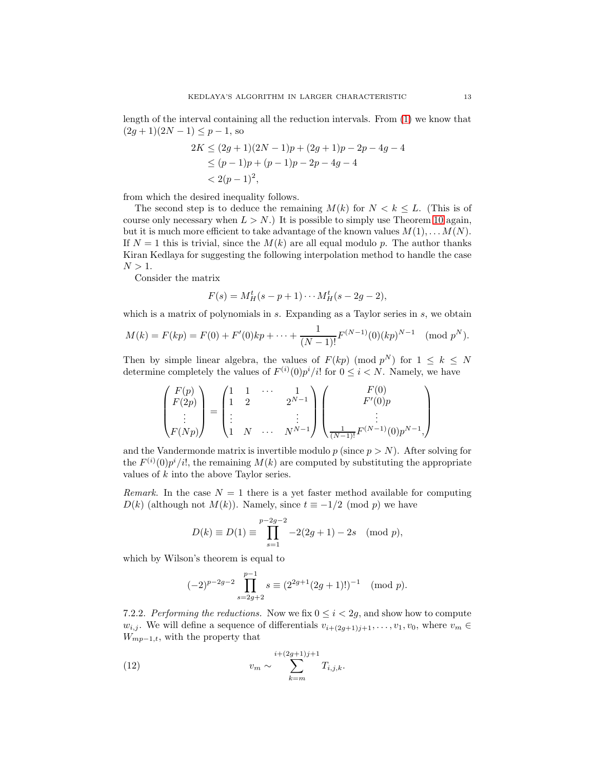length of the interval containing all the reduction intervals. From (1) we know that $(2g+1)(2N-1) \leq p-1$, so

$$
\begin{aligned}
2K &\leq (2g+1)(2N-1)p + (2g+1)p - 2p - 4g - 4 \\
&\leq (p-1)p + (p-1)p - 2p - 4g - 4 \\
&< 2(p-1)^2,
\end{aligned}
$$

from which the desired inequality follows.

The second step is to deduce the remaining $M(k)$ for $N < k \leq L$. (This is of course only necessary when $L > N$.) It is possible to simply use Theorem 10 again, but it is much more efficient to take advantage of the known values $M(1), \ldots M(N)$. If $N = 1$ this is trivial, since the $M(k)$ are all equal modulo $p$. The author thanks Kiran Kedlaya for suggesting the following interpolation method to handle the case $N > 1$.

Consider the matrix

$$
F(s) = M_H^t(s - p + 1) \cdots M_H^t(s - 2g - 2),
$$

which is a matrix of polynomials in $s$. Expanding as a Taylor series in $s$, we obtain

$$
M(k) = F(kp) = F(0) + F'(0)kp + \cdots + \frac{1}{(N-1)!}F^{(N-1)}(0)(kp)^{N-1} \pmod{p^N}.
$$

Then by simple linear algebra, the values of $F(kp) \pmod{p^N}$ for $1 \leq k \leq N$ determine completely the values of $F^{(i)}(0)p^i/i!$ for $0 \leq i < N$. Namely, we have

$$
\begin{pmatrix} F(p) \\ F(2p) \\ \vdots \\ F(Np) \end{pmatrix} = \begin{pmatrix} 1 & 1 & \cdots & 1 \\ 1 & 2 & & 2^{N-1} \\ \vdots & & & \vdots \\ 1 & N & \cdots & N^{N-1} \end{pmatrix} \begin{pmatrix} F(0) \\ F'(0)p \\ \vdots \\ \frac{1}{(N-1)!}F^{(N-1)}(0)p^{N-1}, \end{pmatrix}
$$

and the Vandermonde matrix is invertible modulo $p$ (since $p > N$). After solving for the $F^{(i)}(0)p^i/i!$, the remaining $M(k)$ are computed by substituting the appropriate values of $k$ into the above Taylor series.

*Remark.* In the case $N = 1$ there is a yet faster method available for computing $D(k)$ (although not $M(k)$). Namely, since $t \equiv -1/2 \pmod p$ we have

$$
D(k) \equiv D(1) \equiv \prod_{s=1}^{p-2g-2} -2(2g+1) - 2s \pmod{p},
$$

which by Wilson's theorem is equal to

$$
(-2)^{p-2g-2} \prod_{s=2g+2}^{p-1} s \equiv (2^{2g+1}(2g+1)!)^{-1} \pmod{p}.
$$

7.2.2. *Performing the reductions.* Now we fix $0 \leq i < 2g$, and show how to compute $w_{i,j}$. We will define a sequence of differentials $v_{i+(2g+1)j+1}, \ldots, v_1, v_0$, where $v_m \in W_{mp-1,t}$, with the property that

$$
v_m \sim \sum_{k=m}^{i+(2g+1)j+1} T_{i,j,k}. \tag{12}
$$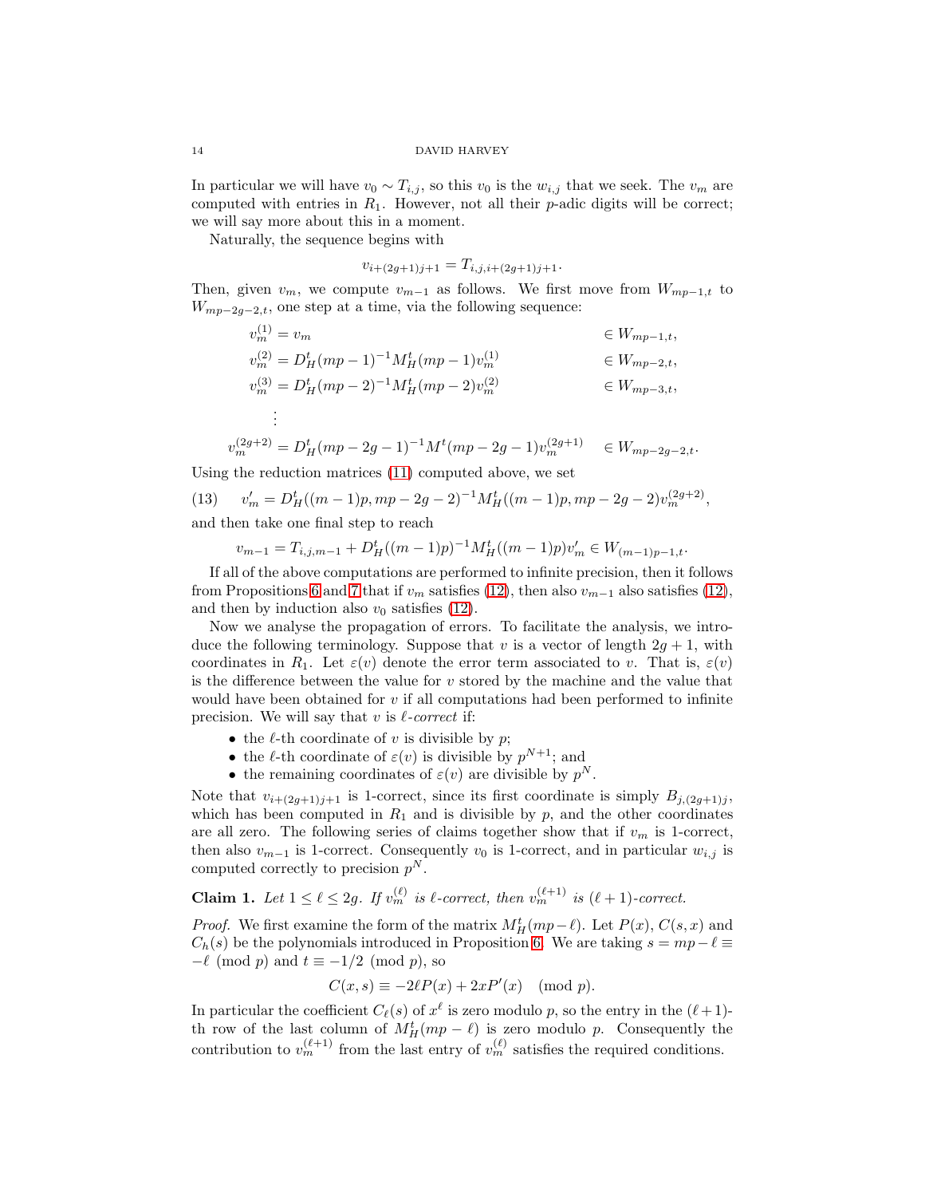In particular we will have $v_0 \sim T_{i,j}$, so this $v_0$ is the $w_{i,j}$ that we seek. The $v_m$ are computed with entries in $R_1$. However, not all their $p$-adic digits will be correct; we will say more about this in a moment.

Naturally, the sequence begins with

$$v_{i+(2g+1)j+1} = T_{i,j,i+(2g+1)j+1}.$$

Then, given $v_m$, we compute $v_{m-1}$ as follows. We first move from $W_{mp-1,t}$ to $W_{mp-2g-2,t}$, one step at a time, via the following sequence:

$$\begin{aligned}
v_m^{(1)} &= v_m & &\in W_{mp-1,t}, \\
v_m^{(2)} &= D_H^t(mp-1)^{-1} M_H^t(mp-1) v_m^{(1)} & &\in W_{mp-2,t}, \\
v_m^{(3)} &= D_H^t(mp-2)^{-1} M_H^t(mp-2) v_m^{(2)} & &\in W_{mp-3,t}, \\
&\vdots & & \\
v_m^{(2g+2)} &= D_H^t(mp-2g-1)^{-1} M^t(mp-2g-1) v_m^{(2g+1)} & &\in W_{mp-2g-2,t}.
\end{aligned}$$

Using the reduction matrices (11) computed above, we set

$$v'_m = D_H^t((m-1)p, mp-2g-2)^{-1} M_H^t((m-1)p, mp-2g-2) v_m^{(2g+2)}, \tag{13}$$

and then take one final step to reach

$$v_{m-1} = T_{i,j,m-1} + D_H^t((m-1)p)^{-1} M_H^t((m-1)p) v'_m \in W_{(m-1)p-1,t}.$$

If all of the above computations are performed to infinite precision, then it follows from Propositions 6 and 7 that if $v_m$ satisfies (12), then also $v_{m-1}$ also satisfies (12), and then by induction also $v_0$ satisfies (12).

Now we analyse the propagation of errors. To facilitate the analysis, we introduce the following terminology. Suppose that $v$ is a vector of length $2g+1$, with coordinates in $R_1$. Let $\varepsilon(v)$ denote the error term associated to $v$. That is, $\varepsilon(v)$ is the difference between the value for $v$ stored by the machine and the value that would have been obtained for $v$ if all computations had been performed to infinite precision. We will say that $v$ is *$\ell$-correct* if:

- the $\ell$-th coordinate of $v$ is divisible by $p$;
- the $\ell$-th coordinate of $\varepsilon(v)$ is divisible by $p^{N+1}$; and
- the remaining coordinates of $\varepsilon(v)$ are divisible by $p^N$.

Note that $v_{i+(2g+1)j+1}$ is 1-correct, since its first coordinate is simply $B_{j,(2g+1)j}$, which has been computed in $R_1$ and is divisible by $p$, and the other coordinates are all zero. The following series of claims together show that if $v_m$ is 1-correct, then also $v_{m-1}$ is 1-correct. Consequently $v_0$ is 1-correct, and in particular $w_{i,j}$ is computed correctly to precision $p^N$.

**Claim 1.** *Let $1 \leq \ell \leq 2g$. If $v_m^{(\ell)}$ is $\ell$-correct, then $v_m^{(\ell+1)}$ is $(\ell+1)$-correct.*

*Proof.* We first examine the form of the matrix $M_H^t(mp-\ell)$. Let $P(x)$, $C(s,x)$ and $C_h(s)$ be the polynomials introduced in Proposition 6. We are taking $s = mp - \ell \equiv -\ell \pmod p$ and $t \equiv -1/2 \pmod p$, so

$$C(x,s) \equiv -2\ell P(x) + 2xP'(x) \pmod p.$$

In particular the coefficient $C_\ell(s)$ of $x^\ell$ is zero modulo $p$, so the entry in the $(\ell+1)$-th row of the last column of $M_H^t(mp-\ell)$ is zero modulo $p$. Consequently the contribution to $v_m^{(\ell+1)}$ from the last entry of $v_m^{(\ell)}$ satisfies the required conditions.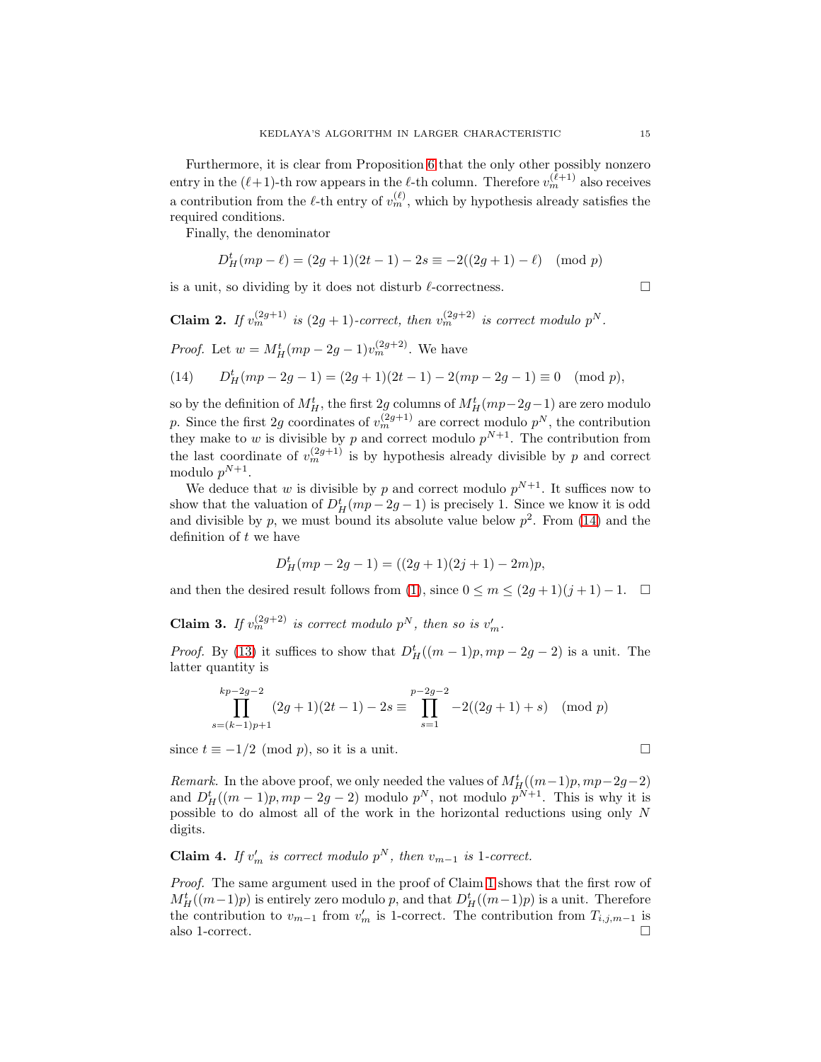Furthermore, it is clear from Proposition 6 that the only other possibly nonzero entry in the $(\ell+1)$-th row appears in the $\ell$-th column. Therefore $v_m^{(\ell+1)}$ also receives a contribution from the $\ell$-th entry of $v_m^{(\ell)}$, which by hypothesis already satisfies the required conditions.

Finally, the denominator

$$D_H^t(mp - \ell) = (2g+1)(2t-1) - 2s \equiv -2((2g+1) - \ell) \pmod p$$

is a unit, so dividing by it does not disturb $\ell$-correctness. $\square$

**Claim 2.** *If $v_m^{(2g+1)}$ is $(2g+1)$-correct, then $v_m^{(2g+2)}$ is correct modulo $p^N$.*

*Proof.* Let $w = M_H^t(mp - 2g - 1)v_m^{(2g+2)}$. We have

$$D_H^t(mp - 2g - 1) = (2g+1)(2t-1) - 2(mp - 2g - 1) \equiv 0 \pmod p, \tag{14}$$

so by the definition of $M_H^t$, the first $2g$ columns of $M_H^t(mp-2g-1)$ are zero modulo $p$. Since the first $2g$ coordinates of $v_m^{(2g+1)}$ are correct modulo $p^N$, the contribution they make to $w$ is divisible by $p$ and correct modulo $p^{N+1}$. The contribution from the last coordinate of $v_m^{(2g+1)}$ is by hypothesis already divisible by $p$ and correct modulo $p^{N+1}$.

We deduce that $w$ is divisible by $p$ and correct modulo $p^{N+1}$. It suffices now to show that the valuation of $D_H^t(mp - 2g - 1)$ is precisely 1. Since we know it is odd and divisible by $p$, we must bound its absolute value below $p^2$. From (14) and the definition of $t$ we have

$$D_H^t(mp - 2g - 1) = ((2g+1)(2j+1) - 2m)p,$$

and then the desired result follows from (1), since $0 \le m \le (2g+1)(j+1) - 1$. $\square$

**Claim 3.** *If $v_m^{(2g+2)}$ is correct modulo $p^N$, then so is $v'_m$.*

*Proof.* By (13) it suffices to show that $D_H^t((m-1)p, mp - 2g - 2)$ is a unit. The latter quantity is

$$\prod_{s=(k-1)p+1}^{kp-2g-2} (2g+1)(2t-1) - 2s \equiv \prod_{s=1}^{p-2g-2} -2((2g+1) + s) \pmod p$$

since $t \equiv -1/2 \pmod p$, so it is a unit. $\square$

*Remark.* In the above proof, we only needed the values of $M_H^t((m-1)p, mp-2g-2)$ and $D_H^t((m-1)p, mp - 2g - 2)$ modulo $p^N$, not modulo $p^{N+1}$. This is why it is possible to do almost all of the work in the horizontal reductions using only $N$ digits.

**Claim 4.** *If $v'_m$ is correct modulo $p^N$, then $v_{m-1}$ is 1-correct.*

*Proof.* The same argument used in the proof of Claim 1 shows that the first row of $M_H^t((m-1)p)$ is entirely zero modulo $p$, and that $D_H^t((m-1)p)$ is a unit. Therefore the contribution to $v_{m-1}$ from $v'_m$ is 1-correct. The contribution from $T_{i,j,m-1}$ is also 1-correct. $\square$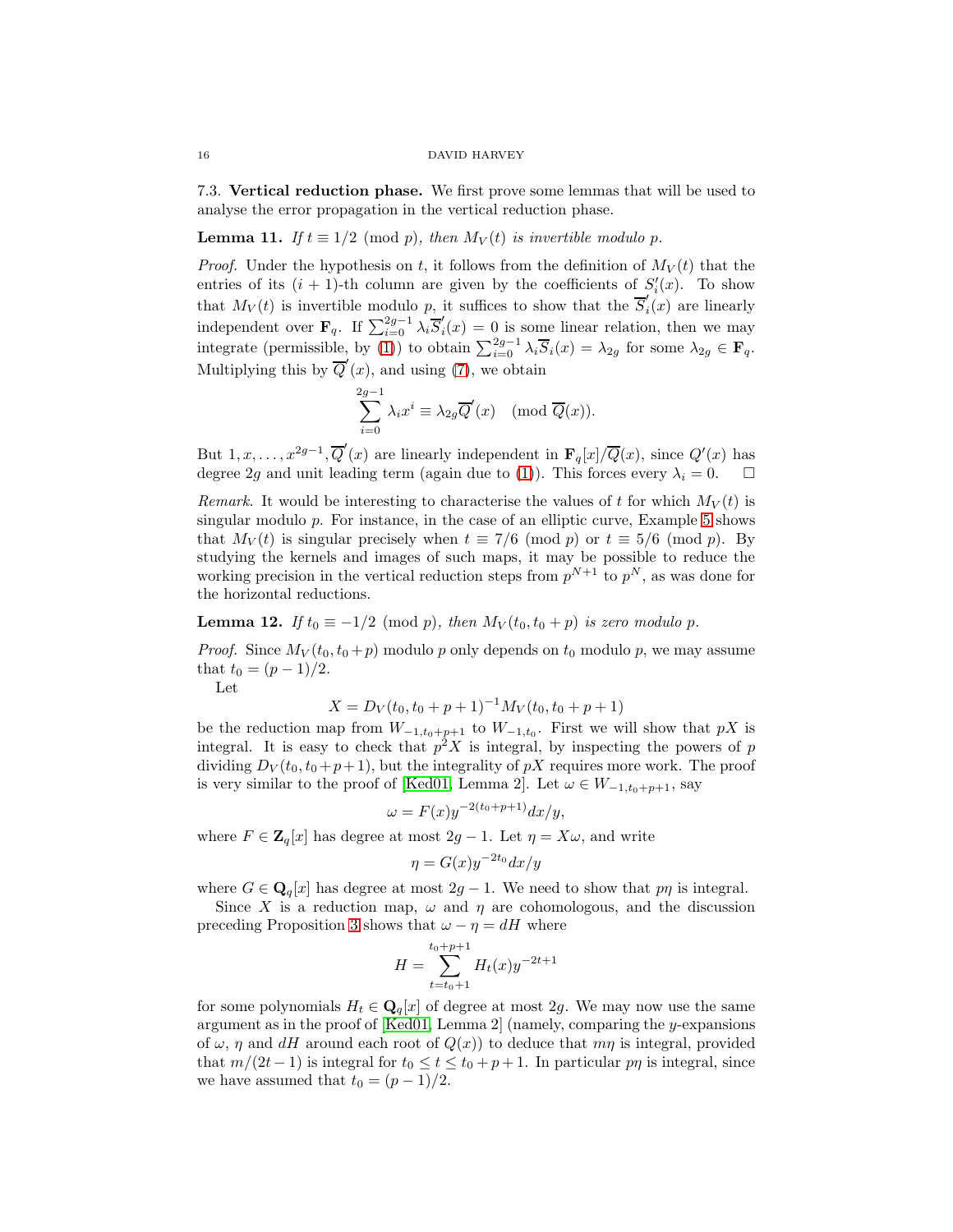### 7.3. **Vertical reduction phase.**

We first prove some lemmas that will be used to analyse the error propagation in the vertical reduction phase.

**Lemma 11.** *If $t \equiv 1/2 \pmod p$, then $M_V(t)$ is invertible modulo $p$.*

*Proof.* Under the hypothesis on $t$, it follows from the definition of $M_V(t)$ that the entries of its $(i+1)$-th column are given by the coefficients of $S_i'(x)$. To show that $M_V(t)$ is invertible modulo $p$, it suffices to show that the $\overline{S}_i'(x)$ are linearly independent over $\mathbf{F}_q$. If $\sum_{i=0}^{2g-1} \lambda_i \overline{S}_i'(x) = 0$ is some linear relation, then we may integrate (permissible, by (1)) to obtain $\sum_{i=0}^{2g-1} \lambda_i \overline{S}_i(x) = \lambda_{2g}$ for some $\lambda_{2g} \in \mathbf{F}_q$. Multiplying this by $\overline{Q}'(x)$, and using (7), we obtain

$$\sum_{i=0}^{2g-1} \lambda_i x^i \equiv \lambda_{2g} \overline{Q}'(x) \pmod{\overline{Q}(x)}.$$

But $1, x, \ldots, x^{2g-1}, \overline{Q}'(x)$ are linearly independent in $\mathbf{F}_q[x]/\overline{Q}(x)$, since $Q'(x)$ has degree $2g$ and unit leading term (again due to (1)). This forces every $\lambda_i = 0$. $\square$

*Remark.* It would be interesting to characterise the values of $t$ for which $M_V(t)$ is singular modulo $p$. For instance, in the case of an elliptic curve, Example 5 shows that $M_V(t)$ is singular precisely when $t \equiv 7/6 \pmod p$ or $t \equiv 5/6 \pmod p$. By studying the kernels and images of such maps, it may be possible to reduce the working precision in the vertical reduction steps from $p^{N+1}$ to $p^N$, as was done for the horizontal reductions.

**Lemma 12.** *If $t_0 \equiv -1/2 \pmod p$, then $M_V(t_0, t_0 + p)$ is zero modulo $p$.*

*Proof.* Since $M_V(t_0, t_0+p)$ modulo $p$ only depends on $t_0$ modulo $p$, we may assume that $t_0 = (p-1)/2$.

Let

$$X = D_V(t_0, t_0 + p + 1)^{-1} M_V(t_0, t_0 + p + 1)$$

be the reduction map from $W_{-1, t_0+p+1}$ to $W_{-1, t_0}$. First we will show that $pX$ is integral. It is easy to check that $p^2 X$ is integral, by inspecting the powers of $p$ dividing $D_V(t_0, t_0+p+1)$, but the integrality of $pX$ requires more work. The proof is very similar to the proof of [Ked01, Lemma 2]. Let $\omega \in W_{-1, t_0+p+1}$, say

$$\omega = F(x) y^{-2(t_0+p+1)} dx/y,$$

where $F \in \mathbf{Z}_q[x]$ has degree at most $2g - 1$. Let $\eta = X\omega$, and write

$$\eta = G(x) y^{-2t_0} dx/y$$

where $G \in \mathbf{Q}_q[x]$ has degree at most $2g - 1$. We need to show that $p\eta$ is integral.

Since $X$ is a reduction map, $\omega$ and $\eta$ are cohomologous, and the discussion preceding Proposition 3 shows that $\omega - \eta = dH$ where

$$H = \sum_{t=t_0+1}^{t_0+p+1} H_t(x) y^{-2t+1}$$

for some polynomials $H_t \in \mathbf{Q}_q[x]$ of degree at most $2g$. We may now use the same argument as in the proof of [Ked01, Lemma 2] (namely, comparing the $y$-expansions of $\omega$, $\eta$ and $dH$ around each root of $Q(x)$) to deduce that $m\eta$ is integral, provided that $m/(2t-1)$ is integral for $t_0 \leq t \leq t_0 + p + 1$. In particular $p\eta$ is integral, since we have assumed that $t_0 = (p-1)/2$.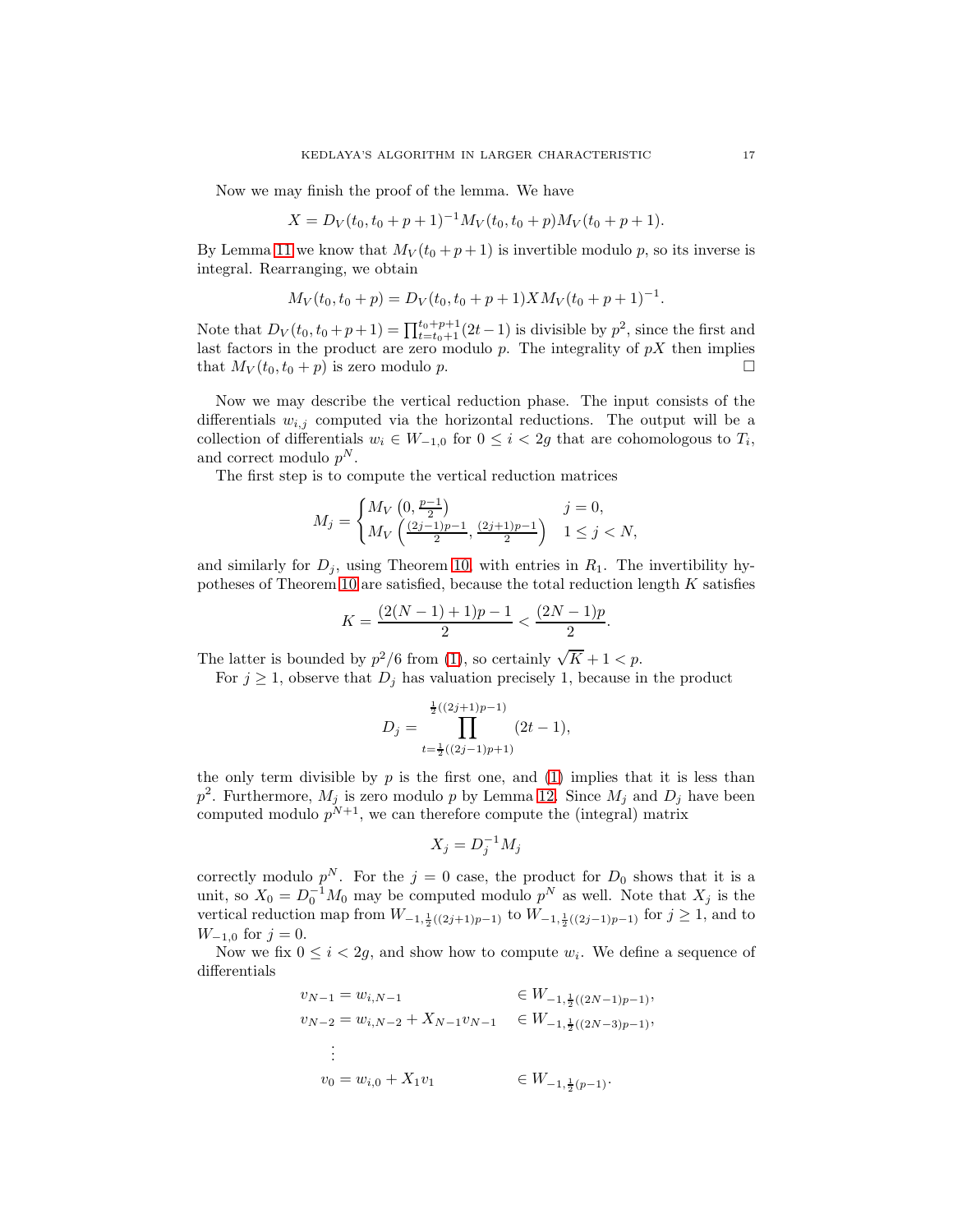Now we may finish the proof of the lemma. We have

$$X = D_V(t_0, t_0 + p + 1)^{-1} M_V(t_0, t_0 + p) M_V(t_0 + p + 1).$$

By Lemma 11 we know that $M_V(t_0 + p + 1)$ is invertible modulo $p$, so its inverse is integral. Rearranging, we obtain

$$M_V(t_0, t_0 + p) = D_V(t_0, t_0 + p + 1) X M_V(t_0 + p + 1)^{-1}.$$

Note that $D_V(t_0, t_0 + p + 1) = \prod_{t=t_0+1}^{t_0+p+1} (2t - 1)$ is divisible by $p^2$, since the first and last factors in the product are zero modulo $p$. The integrality of $pX$ then implies that $M_V(t_0, t_0 + p)$ is zero modulo $p$. □

Now we may describe the vertical reduction phase. The input consists of the differentials $w_{i,j}$ computed via the horizontal reductions. The output will be a collection of differentials $w_i \in W_{-1,0}$ for $0 \le i < 2g$ that are cohomologous to $T_i$, and correct modulo $p^N$.

The first step is to compute the vertical reduction matrices

$$M_j = \begin{cases} M_V\left(0, \frac{p-1}{2}\right) & j = 0, \\ M_V\left(\frac{(2j-1)p-1}{2}, \frac{(2j+1)p-1}{2}\right) & 1 \le j < N, \end{cases}$$

and similarly for $D_j$, using Theorem 10, with entries in $R_1$. The invertibility hypotheses of Theorem 10 are satisfied, because the total reduction length $K$ satisfies

$$K = \frac{(2(N-1)+1)p - 1}{2} < \frac{(2N-1)p}{2}.$$

The latter is bounded by $p^2/6$ from (1), so certainly $\sqrt{K} + 1 < p$.

For $j \ge 1$, observe that $D_j$ has valuation precisely 1, because in the product

$$D_j = \prod_{t=\frac{1}{2}((2j-1)p+1)}^{\frac{1}{2}((2j+1)p-1)} (2t - 1),$$

the only term divisible by $p$ is the first one, and (1) implies that it is less than $p^2$. Furthermore, $M_j$ is zero modulo $p$ by Lemma 12. Since $M_j$ and $D_j$ have been computed modulo $p^{N+1}$, we can therefore compute the (integral) matrix

$$X_j = D_j^{-1} M_j$$

correctly modulo $p^N$. For the $j = 0$ case, the product for $D_0$ shows that it is a unit, so $X_0 = D_0^{-1} M_0$ may be computed modulo $p^N$ as well. Note that $X_j$ is the vertical reduction map from $W_{-1,\frac{1}{2}((2j+1)p-1)}$ to $W_{-1,\frac{1}{2}((2j-1)p-1)}$ for $j \ge 1$, and to $W_{-1,0}$ for $j = 0$.

Now we fix $0 \le i < 2g$, and show how to compute $w_i$. We define a sequence of differentials

$$\begin{aligned}
v_{N-1} &= w_{i,N-1} && \in W_{-1,\frac{1}{2}((2N-1)p-1)}, \\
v_{N-2} &= w_{i,N-2} + X_{N-1} v_{N-1} && \in W_{-1,\frac{1}{2}((2N-3)p-1)}, \\
&\ \vdots \\
v_0 &= w_{i,0} + X_1 v_1 && \in W_{-1,\frac{1}{2}(p-1)}.
\end{aligned}$$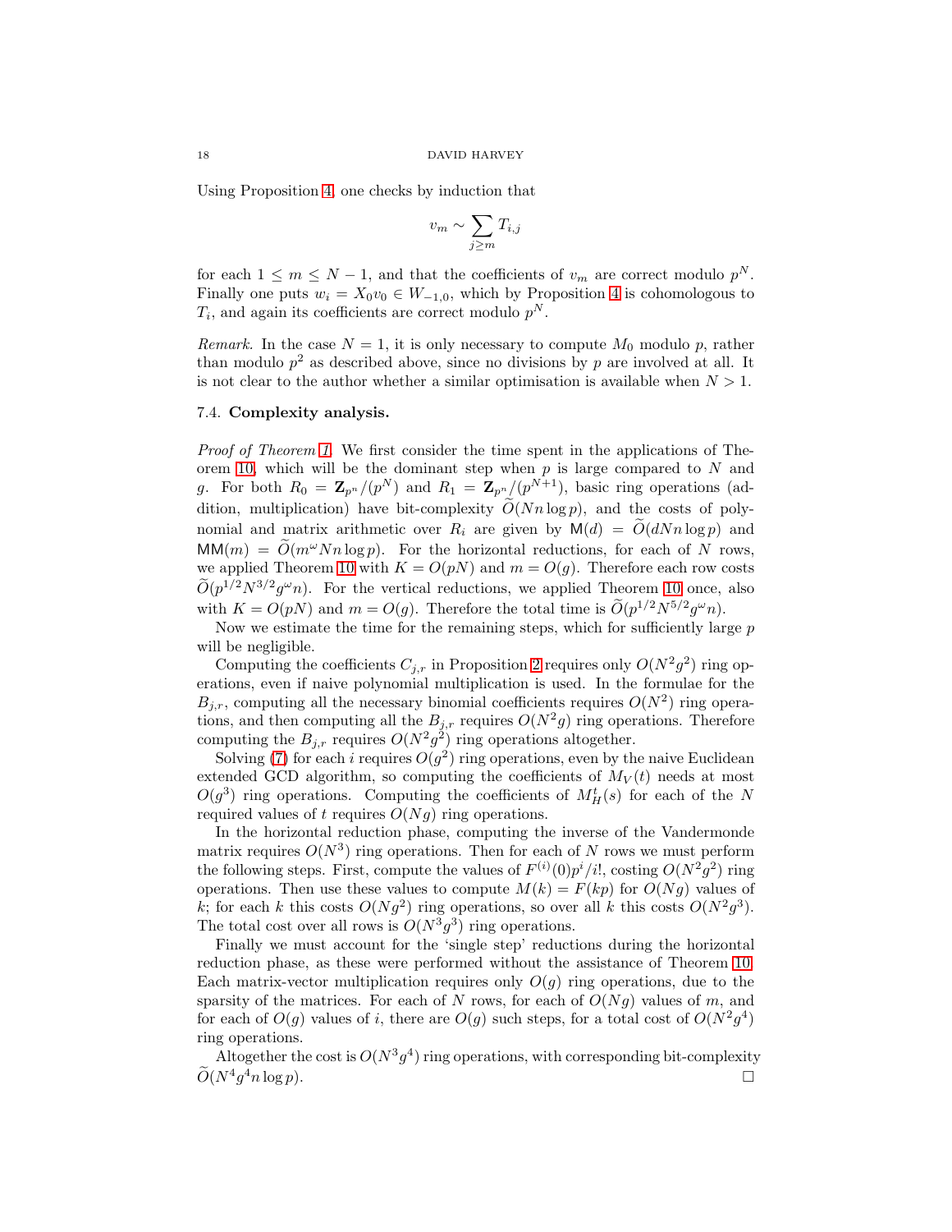Using Proposition 4, one checks by induction that

$$v_m \sim \sum_{j \geq m} T_{i,j}$$

for each $1 \leq m \leq N-1$, and that the coefficients of $v_m$ are correct modulo $p^N$. Finally one puts $w_i = X_0 v_0 \in W_{-1,0}$, which by Proposition 4 is cohomologous to $T_i$, and again its coefficients are correct modulo $p^N$.

*Remark.* In the case $N = 1$, it is only necessary to compute $M_0$ modulo $p$, rather than modulo $p^2$ as described above, since no divisions by $p$ are involved at all. It is not clear to the author whether a similar optimisation is available when $N > 1$.

### 7.4. **Complexity analysis.**

*Proof of Theorem 1.* We first consider the time spent in the applications of Theorem 10, which will be the dominant step when $p$ is large compared to $N$ and $g$. For both $R_0 = \mathbf{Z}_{p^n}/(p^N)$ and $R_1 = \mathbf{Z}_{p^n}/(p^{N+1})$, basic ring operations (addition, multiplication) have bit-complexity $\widetilde{O}(Nn \log p)$, and the costs of polynomial and matrix arithmetic over $R_i$ are given by $\mathsf{M}(d) = \widetilde{O}(dNn \log p)$ and $\mathsf{MM}(m) = \widetilde{O}(m^\omega Nn \log p)$. For the horizontal reductions, for each of $N$ rows, we applied Theorem 10 with $K = O(pN)$ and $m = O(g)$. Therefore each row costs $\widetilde{O}(p^{1/2} N^{3/2} g^\omega n)$. For the vertical reductions, we applied Theorem 10 once, also with $K = O(pN)$ and $m = O(g)$. Therefore the total time is $\widetilde{O}(p^{1/2} N^{5/2} g^\omega n)$.

Now we estimate the time for the remaining steps, which for sufficiently large $p$ will be negligible.

Computing the coefficients $C_{j,r}$ in Proposition 2 requires only $O(N^2 g^2)$ ring operations, even if naive polynomial multiplication is used. In the formulae for the $B_{j,r}$, computing all the necessary binomial coefficients requires $O(N^2)$ ring operations, and then computing all the $B_{j,r}$ requires $O(N^2 g)$ ring operations. Therefore computing the $B_{j,r}$ requires $O(N^2 g^2)$ ring operations altogether.

Solving (7) for each $i$ requires $O(g^2)$ ring operations, even by the naive Euclidean extended GCD algorithm, so computing the coefficients of $M_V(t)$ needs at most $O(g^3)$ ring operations. Computing the coefficients of $M_H^t(s)$ for each of the $N$ required values of $t$ requires $O(Ng)$ ring operations.

In the horizontal reduction phase, computing the inverse of the Vandermonde matrix requires $O(N^3)$ ring operations. Then for each of $N$ rows we must perform the following steps. First, compute the values of $F^{(i)}(0) p^i / i!$, costing $O(N^2 g^2)$ ring operations. Then use these values to compute $M(k) = F(kp)$ for $O(Ng)$ values of $k$; for each $k$ this costs $O(Ng^2)$ ring operations, so over all $k$ this costs $O(N^2 g^3)$. The total cost over all rows is $O(N^3 g^3)$ ring operations.

Finally we must account for the 'single step' reductions during the horizontal reduction phase, as these were performed without the assistance of Theorem 10. Each matrix-vector multiplication requires only $O(g)$ ring operations, due to the sparsity of the matrices. For each of $N$ rows, for each of $O(Ng)$ values of $m$, and for each of $O(g)$ values of $i$, there are $O(g)$ such steps, for a total cost of $O(N^2 g^4)$ ring operations.

Altogether the cost is $O(N^3 g^4)$ ring operations, with corresponding bit-complexity $\widetilde{O}(N^4 g^4 n \log p)$. □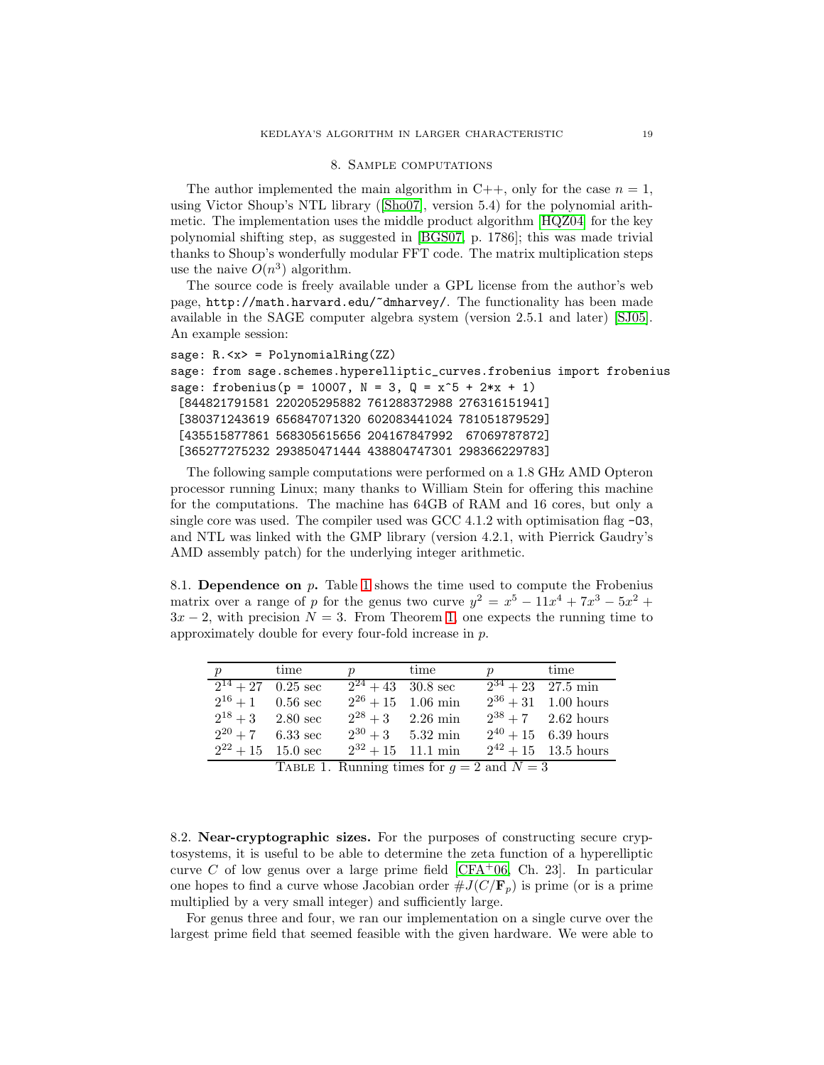## 8. Sample computations

The author implemented the main algorithm in C++, only for the case $n = 1$, using Victor Shoup's NTL library ([Sho07], version 5.4) for the polynomial arithmetic. The implementation uses the middle product algorithm [HQZ04] for the key polynomial shifting step, as suggested in [BGS07, p. 1786]; this was made trivial thanks to Shoup's wonderfully modular FFT code. The matrix multiplication steps use the naive $O(n^3)$ algorithm.

The source code is freely available under a GPL license from the author's web page, http://math.harvard.edu/~dmharvey/. The functionality has been made available in the SAGE computer algebra system (version 2.5.1 and later) [SJ05]. An example session:

```
sage: R.<x> = PolynomialRing(ZZ)
sage: from sage.schemes.hyperelliptic_curves.frobenius import frobenius
sage: frobenius(p = 10007, N = 3, Q = x^5 + 2*x + 1)
 [844821791581 220205295882 761288372988 276316151941]
 [380371243619 656847071320 602083441024 781051879529]
 [435515877861 568305615656 204167847992  67069787872]
 [365277275232 293850471444 438804747301 298366229783]
```

The following sample computations were performed on a 1.8 GHz AMD Opteron processor running Linux; many thanks to William Stein for offering this machine for the computations. The machine has 64GB of RAM and 16 cores, but only a single core was used. The compiler used was GCC 4.1.2 with optimisation flag `-O3`, and NTL was linked with the GMP library (version 4.2.1, with Pierrick Gaudry's AMD assembly patch) for the underlying integer arithmetic.

**8.1. Dependence on $p$.** Table 1 shows the time used to compute the Frobenius matrix over a range of $p$ for the genus two curve $y^2 = x^5 - 11x^4 + 7x^3 - 5x^2 + 3x - 2$, with precision $N = 3$. From Theorem 1, one expects the running time to approximately double for every four-fold increase in $p$.

| $p$ | time | $p$ | time | $p$ | time |
|---|---|---|---|---|---|
| $2^{14}+27$ | 0.25 sec | $2^{24}+43$ | 30.8 sec | $2^{34}+23$ | 27.5 min |
| $2^{16}+1$ | 0.56 sec | $2^{26}+15$ | 1.06 min | $2^{36}+31$ | 1.00 hours |
| $2^{18}+3$ | 2.80 sec | $2^{28}+3$ | 2.26 min | $2^{38}+7$ | 2.62 hours |
| $2^{20}+7$ | 6.33 sec | $2^{30}+3$ | 5.32 min | $2^{40}+15$ | 6.39 hours |
| $2^{22}+15$ | 15.0 sec | $2^{32}+15$ | 11.1 min | $2^{42}+15$ | 13.5 hours |

Table 1. Running times for $g = 2$ and $N = 3$

**8.2. Near-cryptographic sizes.** For the purposes of constructing secure cryptosystems, it is useful to be able to determine the zeta function of a hyperelliptic curve $C$ of low genus over a large prime field [CFA+06, Ch. 23]. In particular one hopes to find a curve whose Jacobian order $\#J(C/\mathbf{F}_p)$ is prime (or is a prime multiplied by a very small integer) and sufficiently large.

For genus three and four, we ran our implementation on a single curve over the largest prime field that seemed feasible with the given hardware. We were able to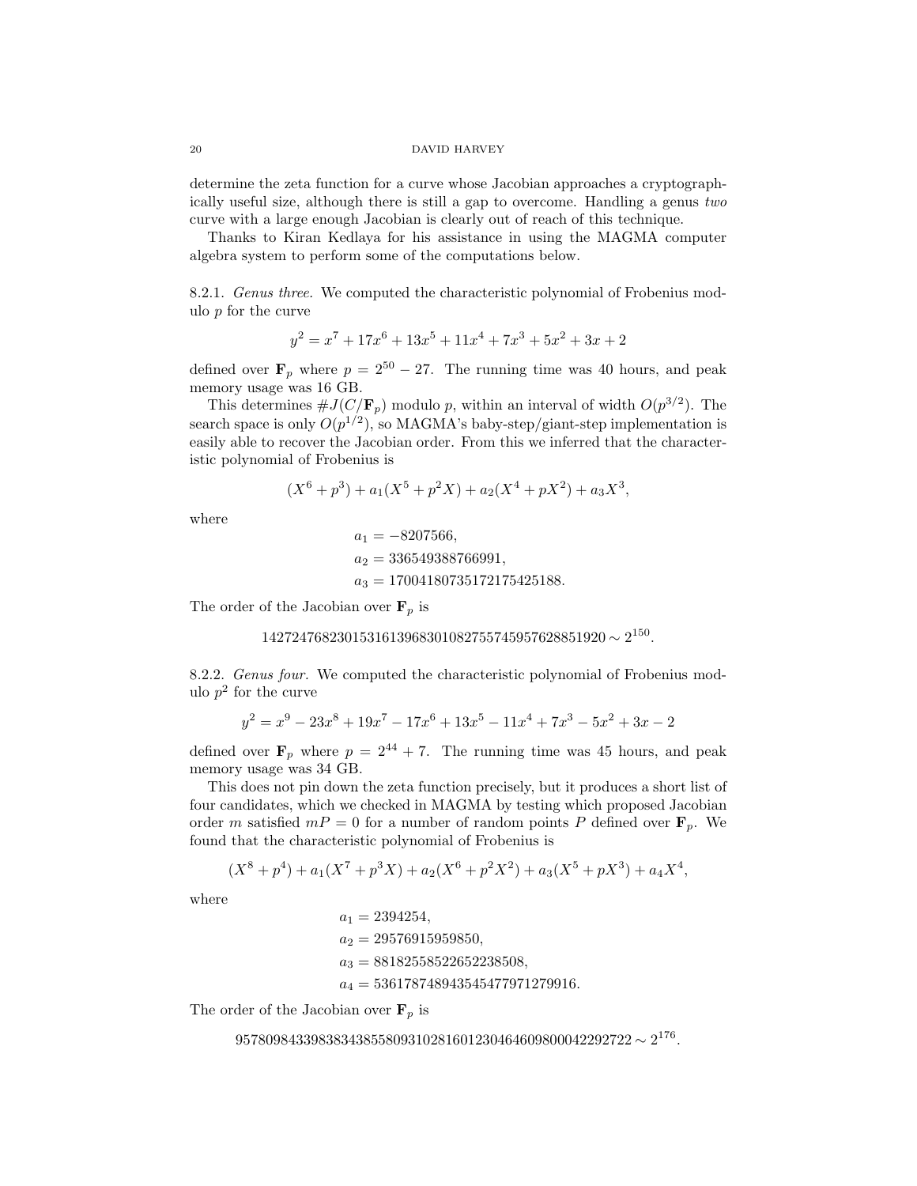determine the zeta function for a curve whose Jacobian approaches a cryptographically useful size, although there is still a gap to overcome. Handling a genus *two* curve with a large enough Jacobian is clearly out of reach of this technique.

Thanks to Kiran Kedlaya for his assistance in using the MAGMA computer algebra system to perform some of the computations below.

8.2.1. *Genus three.* We computed the characteristic polynomial of Frobenius modulo $p$ for the curve

$$y^2 = x^7 + 17x^6 + 13x^5 + 11x^4 + 7x^3 + 5x^2 + 3x + 2$$

defined over $\mathbf{F}_p$ where $p = 2^{50} - 27$. The running time was 40 hours, and peak memory usage was 16 GB.

This determines $\#J(C/\mathbf{F}_p)$ modulo $p$, within an interval of width $O(p^{3/2})$. The search space is only $O(p^{1/2})$, so MAGMA's baby-step/giant-step implementation is easily able to recover the Jacobian order. From this we inferred that the characteristic polynomial of Frobenius is

$$(X^6 + p^3) + a_1(X^5 + p^2 X) + a_2(X^4 + pX^2) + a_3 X^3,$$

where

$$\begin{aligned} a_1 &= -8207566, \\ a_2 &= 336549388766991, \\ a_3 &= 1700418073517217542518 8. \end{aligned}$$

The order of the Jacobian over $\mathbf{F}_p$ is

$$1427247682301531613968301082755745957628851920 \sim 2^{150}.$$

8.2.2. *Genus four.* We computed the characteristic polynomial of Frobenius modulo $p^2$ for the curve

$$y^2 = x^9 - 23x^8 + 19x^7 - 17x^6 + 13x^5 - 11x^4 + 7x^3 - 5x^2 + 3x - 2$$

defined over $\mathbf{F}_p$ where $p = 2^{44} + 7$. The running time was 45 hours, and peak memory usage was 34 GB.

This does not pin down the zeta function precisely, but it produces a short list of four candidates, which we checked in MAGMA by testing which proposed Jacobian order $m$ satisfied $mP = 0$ for a number of random points $P$ defined over $\mathbf{F}_p$. We found that the characteristic polynomial of Frobenius is

$$(X^8 + p^4) + a_1(X^7 + p^3 X) + a_2(X^6 + p^2 X^2) + a_3(X^5 + pX^3) + a_4 X^4,$$

where

$$\begin{aligned} a_1 &= 2394254, \\ a_2 &= 29576915959850, \\ a_3 &= 88182558522652238508, \\ a_4 &= 536178748943545477971279916. \end{aligned}$$

The order of the Jacobian over $\mathbf{F}_p$ is

$$95780984339838343855809310281601230464609800042292722 \sim 2^{176}.$$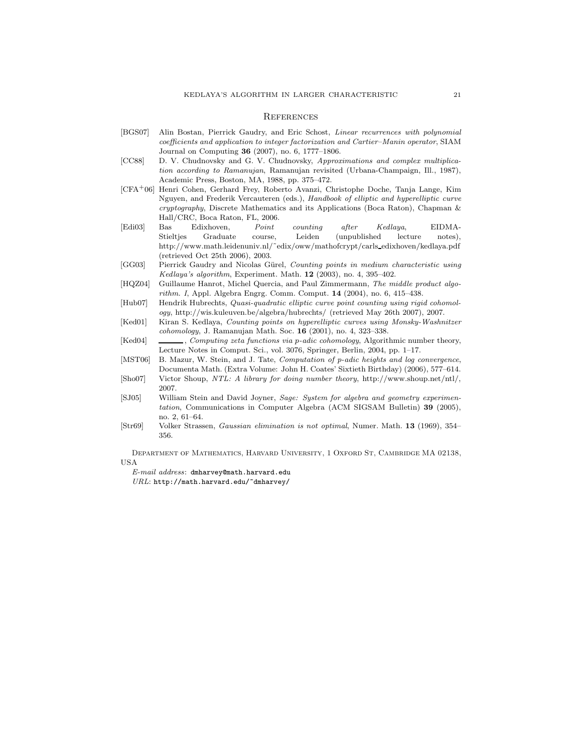## References

[BGS07] Alin Bostan, Pierrick Gaudry, and Eric Schost, *Linear recurrences with polynomial coefficients and application to integer factorization and Cartier–Manin operator*, SIAM Journal on Computing **36** (2007), no. 6, 1777–1806.

[CC88] D. V. Chudnovsky and G. V. Chudnovsky, *Approximations and complex multiplication according to Ramanujan*, Ramanujan revisited (Urbana-Champaign, Ill., 1987), Academic Press, Boston, MA, 1988, pp. 375–472.

[CFA+06] Henri Cohen, Gerhard Frey, Roberto Avanzi, Christophe Doche, Tanja Lange, Kim Nguyen, and Frederik Vercauteren (eds.), *Handbook of elliptic and hyperelliptic curve cryptography*, Discrete Mathematics and its Applications (Boca Raton), Chapman & Hall/CRC, Boca Raton, FL, 2006.

[Edi03] Bas Edixhoven, *Point counting after Kedlaya*, EIDMA-Stieltjes Graduate course, Leiden (unpublished lecture notes), http://www.math.leidenuniv.nl/~edix/oww/mathofcrypt/carls_edixhoven/kedlaya.pdf (retrieved Oct 25th 2006), 2003.

[GG03] Pierrick Gaudry and Nicolas Gürel, *Counting points in medium characteristic using Kedlaya's algorithm*, Experiment. Math. **12** (2003), no. 4, 395–402.

[HQZ04] Guillaume Hanrot, Michel Quercia, and Paul Zimmermann, *The middle product algorithm. I*, Appl. Algebra Engrg. Comm. Comput. **14** (2004), no. 6, 415–438.

[Hub07] Hendrik Hubrechts, *Quasi-quadratic elliptic curve point counting using rigid cohomology*, http://wis.kuleuven.be/algebra/hubrechts/ (retrieved May 26th 2007), 2007.

[Ked01] Kiran S. Kedlaya, *Counting points on hyperelliptic curves using Monsky-Washnitzer cohomology*, J. Ramanujan Math. Soc. **16** (2001), no. 4, 323–338.

[Ked04] ______, *Computing zeta functions via p-adic cohomology*, Algorithmic number theory, Lecture Notes in Comput. Sci., vol. 3076, Springer, Berlin, 2004, pp. 1–17.

[MST06] B. Mazur, W. Stein, and J. Tate, *Computation of p-adic heights and log convergence*, Documenta Math. (Extra Volume: John H. Coates' Sixtieth Birthday) (2006), 577–614.

[Sho07] Victor Shoup, *NTL: A library for doing number theory*, http://www.shoup.net/ntl/, 2007.

[SJ05] William Stein and David Joyner, *Sage: System for algebra and geometry experimentation*, Communications in Computer Algebra (ACM SIGSAM Bulletin) **39** (2005), no. 2, 61–64.

[Str69] Volker Strassen, *Gaussian elimination is not optimal*, Numer. Math. **13** (1969), 354–356.

Department of Mathematics, Harvard University, 1 Oxford St, Cambridge MA 02138, USA

*E-mail address*: `dmharvey@math.harvard.edu`

*URL*: `http://math.harvard.edu/~dmharvey/`